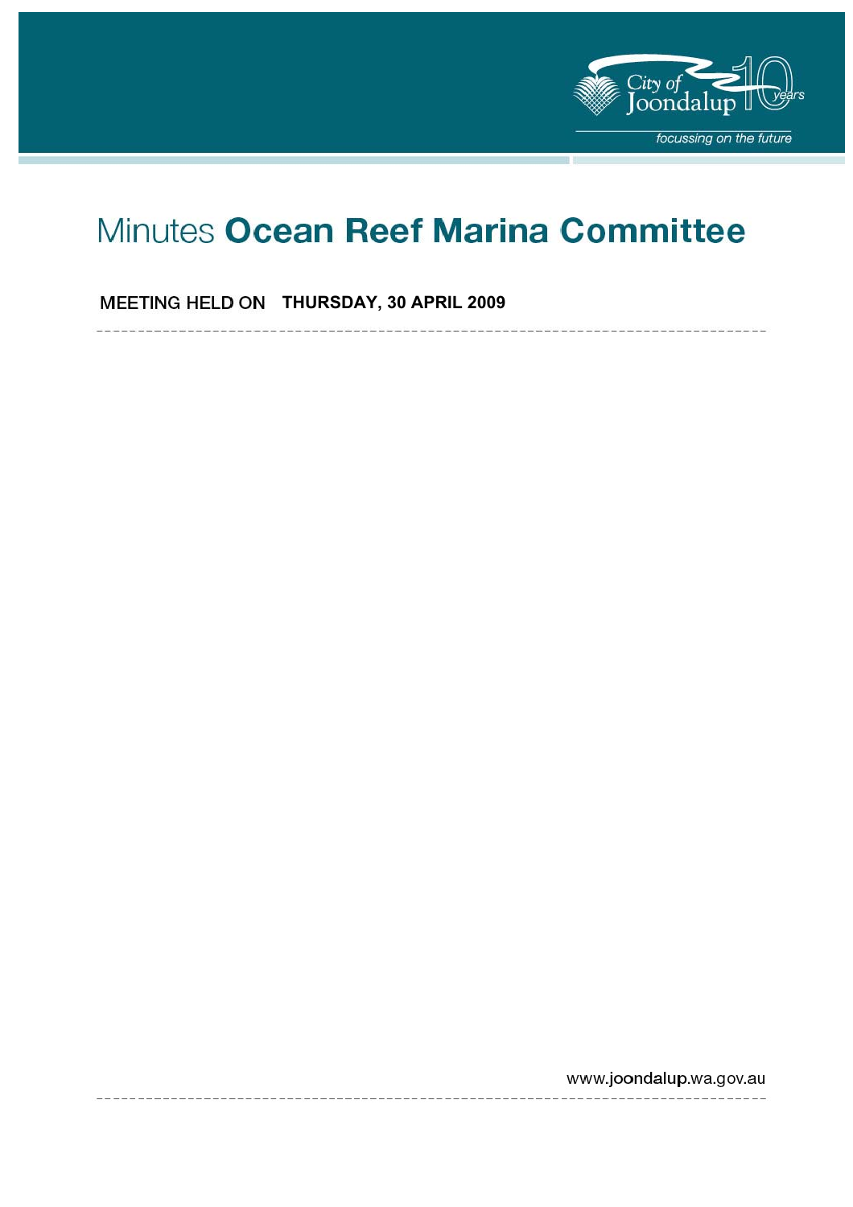City of Joondalup 10 years

focussing on the future

# Minutes **Ocean Reef Marina Committee**

MEETING HELD ON **THURSDAY, 30 APRIL 2009**

www.joondalup.wa.gov.au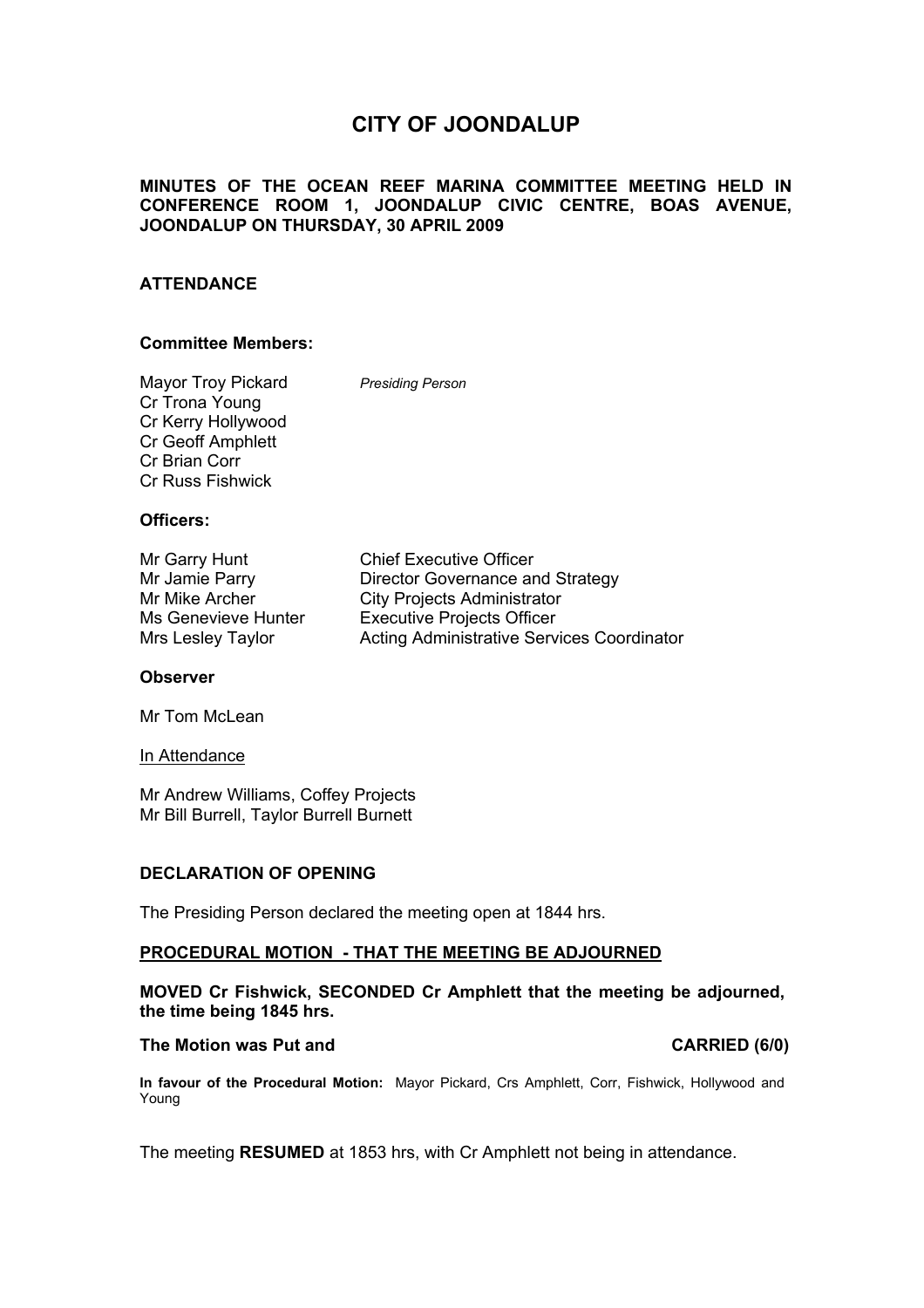# CITY OF JOONDALUP

**MINUTES OF THE OCEAN REEF MARINA COMMITTEE MEETING HELD IN CONFERENCE ROOM 1, JOONDALUP CIVIC CENTRE, BOAS AVENUE, JOONDALUP ON THURSDAY, 30 APRIL 2009**

## ATTENDANCE

### Committee Members:

Mayor Troy Pickard — *Presiding Person*
Cr Trona Young
Cr Kerry Hollywood
Cr Geoff Amphlett
Cr Brian Corr
Cr Russ Fishwick

### Officers:

| | |
|---|---|
| Mr Garry Hunt | Chief Executive Officer |
| Mr Jamie Parry | Director Governance and Strategy |
| Mr Mike Archer | City Projects Administrator |
| Ms Genevieve Hunter | Executive Projects Officer |
| Mrs Lesley Taylor | Acting Administrative Services Coordinator |

### Observer

Mr Tom McLean

In Attendance

Mr Andrew Williams, Coffey Projects
Mr Bill Burrell, Taylor Burrell Burnett

## DECLARATION OF OPENING

The Presiding Person declared the meeting open at 1844 hrs.

## PROCEDURAL MOTION - THAT THE MEETING BE ADJOURNED

**MOVED Cr Fishwick, SECONDED Cr Amphlett that the meeting be adjourned, the time being 1845 hrs.**

**The Motion was Put and CARRIED (6/0)**

**In favour of the Procedural Motion:** Mayor Pickard, Crs Amphlett, Corr, Fishwick, Hollywood and Young

The meeting **RESUMED** at 1853 hrs, with Cr Amphlett not being in attendance.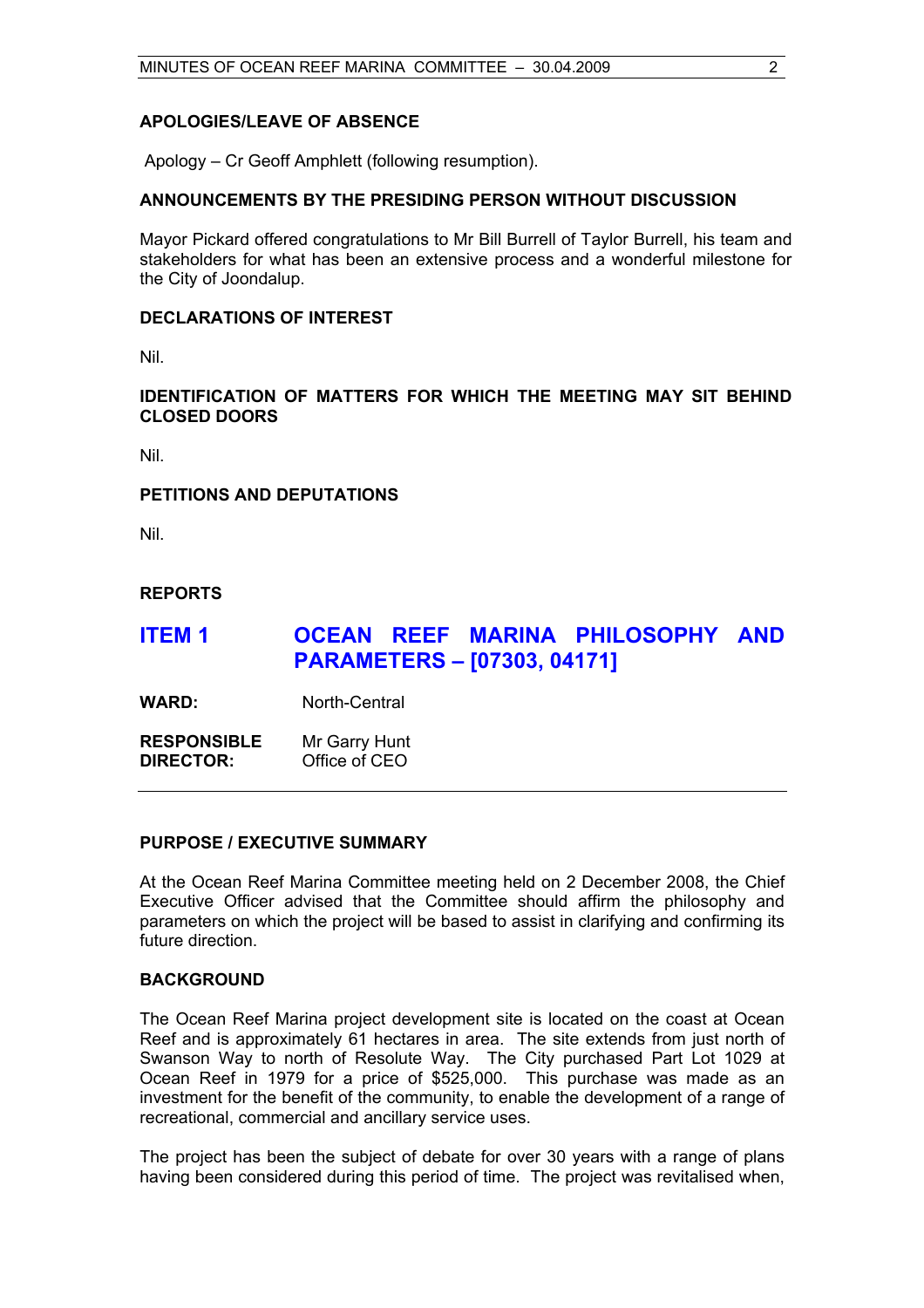### APOLOGIES/LEAVE OF ABSENCE

Apology – Cr Geoff Amphlett (following resumption).

### ANNOUNCEMENTS BY THE PRESIDING PERSON WITHOUT DISCUSSION

Mayor Pickard offered congratulations to Mr Bill Burrell of Taylor Burrell, his team and stakeholders for what has been an extensive process and a wonderful milestone for the City of Joondalup.

### DECLARATIONS OF INTEREST

Nil.

### IDENTIFICATION OF MATTERS FOR WHICH THE MEETING MAY SIT BEHIND CLOSED DOORS

Nil.

### PETITIONS AND DEPUTATIONS

Nil.

### REPORTS

## ITEM 1 OCEAN REEF MARINA PHILOSOPHY AND PARAMETERS – [07303, 04171]

**WARD:** North-Central

**RESPONSIBLE DIRECTOR:** Mr Garry Hunt
Office of CEO

---

### PURPOSE / EXECUTIVE SUMMARY

At the Ocean Reef Marina Committee meeting held on 2 December 2008, the Chief Executive Officer advised that the Committee should affirm the philosophy and parameters on which the project will be based to assist in clarifying and confirming its future direction.

### BACKGROUND

The Ocean Reef Marina project development site is located on the coast at Ocean Reef and is approximately 61 hectares in area. The site extends from just north of Swanson Way to north of Resolute Way. The City purchased Part Lot 1029 at Ocean Reef in 1979 for a price of $525,000. This purchase was made as an investment for the benefit of the community, to enable the development of a range of recreational, commercial and ancillary service uses.

The project has been the subject of debate for over 30 years with a range of plans having been considered during this period of time. The project was revitalised when,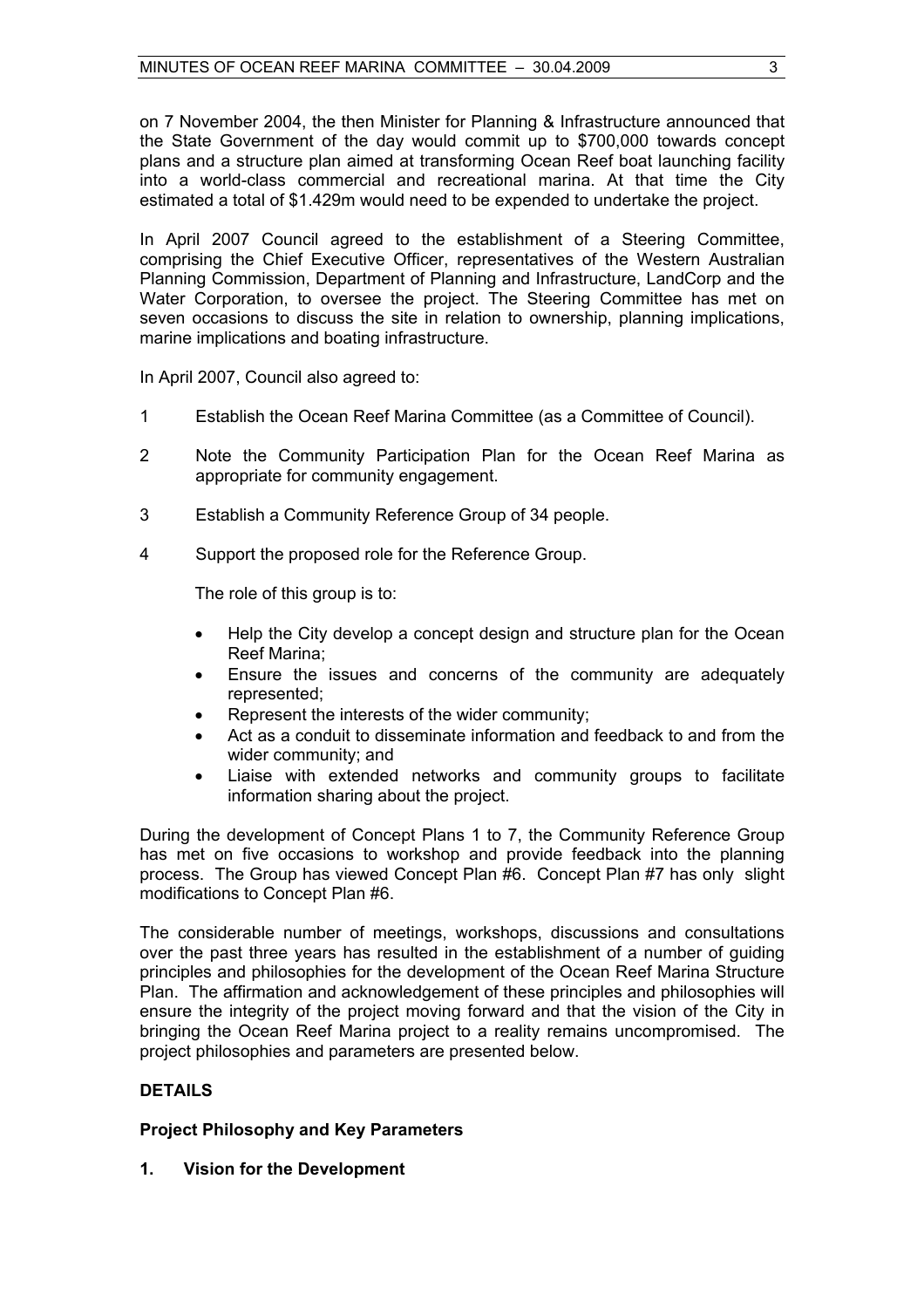on 7 November 2004, the then Minister for Planning & Infrastructure announced that the State Government of the day would commit up to $700,000 towards concept plans and a structure plan aimed at transforming Ocean Reef boat launching facility into a world-class commercial and recreational marina. At that time the City estimated a total of $1.429m would need to be expended to undertake the project.

In April 2007 Council agreed to the establishment of a Steering Committee, comprising the Chief Executive Officer, representatives of the Western Australian Planning Commission, Department of Planning and Infrastructure, LandCorp and the Water Corporation, to oversee the project. The Steering Committee has met on seven occasions to discuss the site in relation to ownership, planning implications, marine implications and boating infrastructure.

In April 2007, Council also agreed to:

1 Establish the Ocean Reef Marina Committee (as a Committee of Council).

2 Note the Community Participation Plan for the Ocean Reef Marina as appropriate for community engagement.

3 Establish a Community Reference Group of 34 people.

4 Support the proposed role for the Reference Group.

   The role of this group is to:

   - Help the City develop a concept design and structure plan for the Ocean Reef Marina;
   - Ensure the issues and concerns of the community are adequately represented;
   - Represent the interests of the wider community;
   - Act as a conduit to disseminate information and feedback to and from the wider community; and
   - Liaise with extended networks and community groups to facilitate information sharing about the project.

During the development of Concept Plans 1 to 7, the Community Reference Group has met on five occasions to workshop and provide feedback into the planning process. The Group has viewed Concept Plan #6. Concept Plan #7 has only slight modifications to Concept Plan #6.

The considerable number of meetings, workshops, discussions and consultations over the past three years has resulted in the establishment of a number of guiding principles and philosophies for the development of the Ocean Reef Marina Structure Plan. The affirmation and acknowledgement of these principles and philosophies will ensure the integrity of the project moving forward and that the vision of the City in bringing the Ocean Reef Marina project to a reality remains uncompromised. The project philosophies and parameters are presented below.

**DETAILS**

**Project Philosophy and Key Parameters**

**1. Vision for the Development**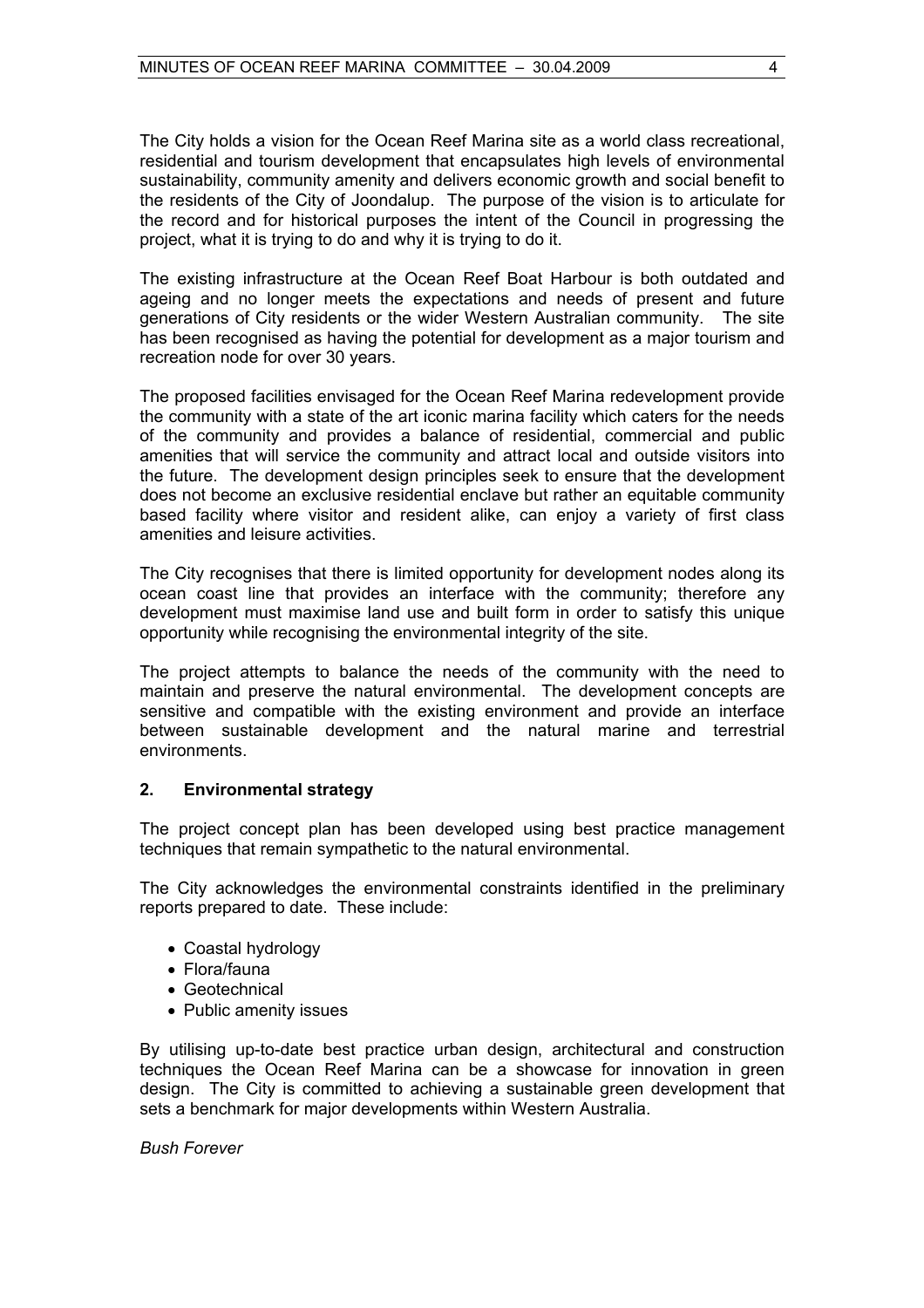The City holds a vision for the Ocean Reef Marina site as a world class recreational, residential and tourism development that encapsulates high levels of environmental sustainability, community amenity and delivers economic growth and social benefit to the residents of the City of Joondalup. The purpose of the vision is to articulate for the record and for historical purposes the intent of the Council in progressing the project, what it is trying to do and why it is trying to do it.

The existing infrastructure at the Ocean Reef Boat Harbour is both outdated and ageing and no longer meets the expectations and needs of present and future generations of City residents or the wider Western Australian community. The site has been recognised as having the potential for development as a major tourism and recreation node for over 30 years.

The proposed facilities envisaged for the Ocean Reef Marina redevelopment provide the community with a state of the art iconic marina facility which caters for the needs of the community and provides a balance of residential, commercial and public amenities that will service the community and attract local and outside visitors into the future. The development design principles seek to ensure that the development does not become an exclusive residential enclave but rather an equitable community based facility where visitor and resident alike, can enjoy a variety of first class amenities and leisure activities.

The City recognises that there is limited opportunity for development nodes along its ocean coast line that provides an interface with the community; therefore any development must maximise land use and built form in order to satisfy this unique opportunity while recognising the environmental integrity of the site.

The project attempts to balance the needs of the community with the need to maintain and preserve the natural environmental. The development concepts are sensitive and compatible with the existing environment and provide an interface between sustainable development and the natural marine and terrestrial environments.

## 2. Environmental strategy

The project concept plan has been developed using best practice management techniques that remain sympathetic to the natural environmental.

The City acknowledges the environmental constraints identified in the preliminary reports prepared to date. These include:

- Coastal hydrology
- Flora/fauna
- Geotechnical
- Public amenity issues

By utilising up-to-date best practice urban design, architectural and construction techniques the Ocean Reef Marina can be a showcase for innovation in green design. The City is committed to achieving a sustainable green development that sets a benchmark for major developments within Western Australia.

*Bush Forever*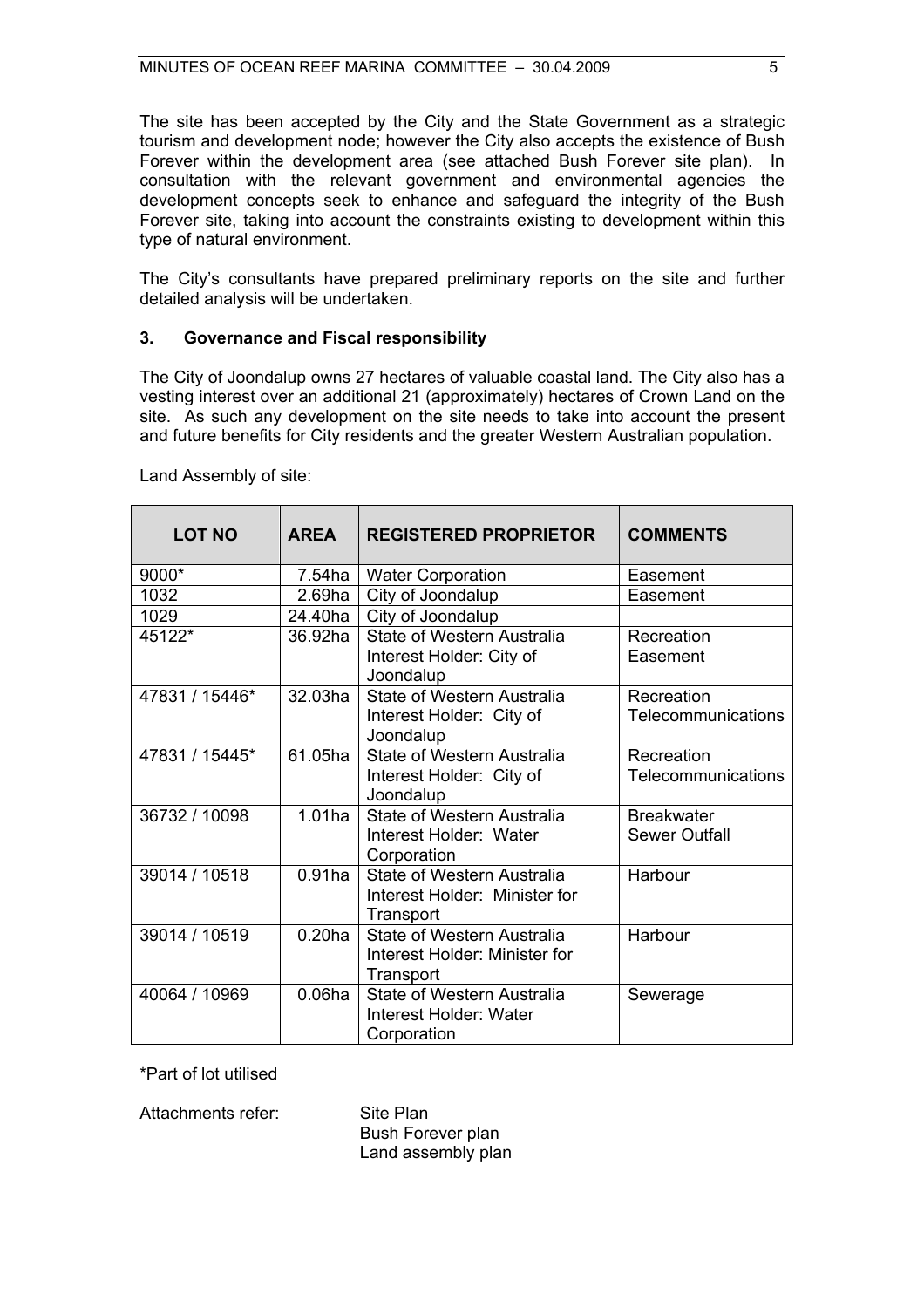The site has been accepted by the City and the State Government as a strategic tourism and development node; however the City also accepts the existence of Bush Forever within the development area (see attached Bush Forever site plan). In consultation with the relevant government and environmental agencies the development concepts seek to enhance and safeguard the integrity of the Bush Forever site, taking into account the constraints existing to development within this type of natural environment.

The City's consultants have prepared preliminary reports on the site and further detailed analysis will be undertaken.

### 3. Governance and Fiscal responsibility

The City of Joondalup owns 27 hectares of valuable coastal land. The City also has a vesting interest over an additional 21 (approximately) hectares of Crown Land on the site. As such any development on the site needs to take into account the present and future benefits for City residents and the greater Western Australian population.

Land Assembly of site:

| LOT NO | AREA | REGISTERED PROPRIETOR | COMMENTS |
|---|---|---|---|
| 9000* | 7.54ha | Water Corporation | Easement |
| 1032 | 2.69ha | City of Joondalup | Easement |
| 1029 | 24.40ha | City of Joondalup | |
| 45122* | 36.92ha | State of Western Australia Interest Holder: City of Joondalup | Recreation Easement |
| 47831 / 15446* | 32.03ha | State of Western Australia Interest Holder: City of Joondalup | Recreation Telecommunications |
| 47831 / 15445* | 61.05ha | State of Western Australia Interest Holder: City of Joondalup | Recreation Telecommunications |
| 36732 / 10098 | 1.01ha | State of Western Australia Interest Holder: Water Corporation | Breakwater Sewer Outfall |
| 39014 / 10518 | 0.91ha | State of Western Australia Interest Holder: Minister for Transport | Harbour |
| 39014 / 10519 | 0.20ha | State of Western Australia Interest Holder: Minister for Transport | Harbour |
| 40064 / 10969 | 0.06ha | State of Western Australia Interest Holder: Water Corporation | Sewerage |

*Part of lot utilised

Attachments refer: Site Plan
Bush Forever plan
Land assembly plan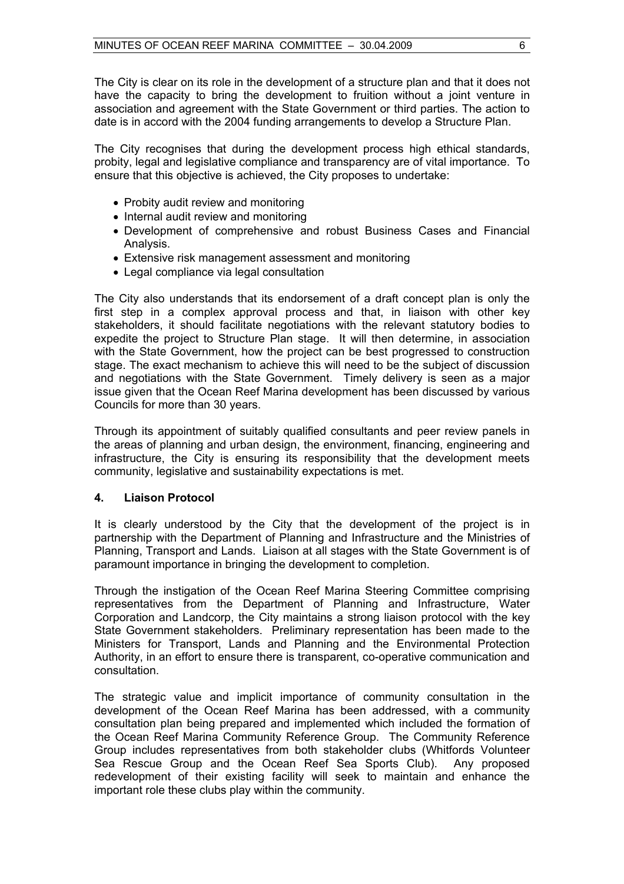The City is clear on its role in the development of a structure plan and that it does not have the capacity to bring the development to fruition without a joint venture in association and agreement with the State Government or third parties. The action to date is in accord with the 2004 funding arrangements to develop a Structure Plan.

The City recognises that during the development process high ethical standards, probity, legal and legislative compliance and transparency are of vital importance. To ensure that this objective is achieved, the City proposes to undertake:

- Probity audit review and monitoring
- Internal audit review and monitoring
- Development of comprehensive and robust Business Cases and Financial Analysis.
- Extensive risk management assessment and monitoring
- Legal compliance via legal consultation

The City also understands that its endorsement of a draft concept plan is only the first step in a complex approval process and that, in liaison with other key stakeholders, it should facilitate negotiations with the relevant statutory bodies to expedite the project to Structure Plan stage. It will then determine, in association with the State Government, how the project can be best progressed to construction stage. The exact mechanism to achieve this will need to be the subject of discussion and negotiations with the State Government. Timely delivery is seen as a major issue given that the Ocean Reef Marina development has been discussed by various Councils for more than 30 years.

Through its appointment of suitably qualified consultants and peer review panels in the areas of planning and urban design, the environment, financing, engineering and infrastructure, the City is ensuring its responsibility that the development meets community, legislative and sustainability expectations is met.

## 4. Liaison Protocol

It is clearly understood by the City that the development of the project is in partnership with the Department of Planning and Infrastructure and the Ministries of Planning, Transport and Lands. Liaison at all stages with the State Government is of paramount importance in bringing the development to completion.

Through the instigation of the Ocean Reef Marina Steering Committee comprising representatives from the Department of Planning and Infrastructure, Water Corporation and Landcorp, the City maintains a strong liaison protocol with the key State Government stakeholders. Preliminary representation has been made to the Ministers for Transport, Lands and Planning and the Environmental Protection Authority, in an effort to ensure there is transparent, co-operative communication and consultation.

The strategic value and implicit importance of community consultation in the development of the Ocean Reef Marina has been addressed, with a community consultation plan being prepared and implemented which included the formation of the Ocean Reef Marina Community Reference Group. The Community Reference Group includes representatives from both stakeholder clubs (Whitfords Volunteer Sea Rescue Group and the Ocean Reef Sea Sports Club). Any proposed redevelopment of their existing facility will seek to maintain and enhance the important role these clubs play within the community.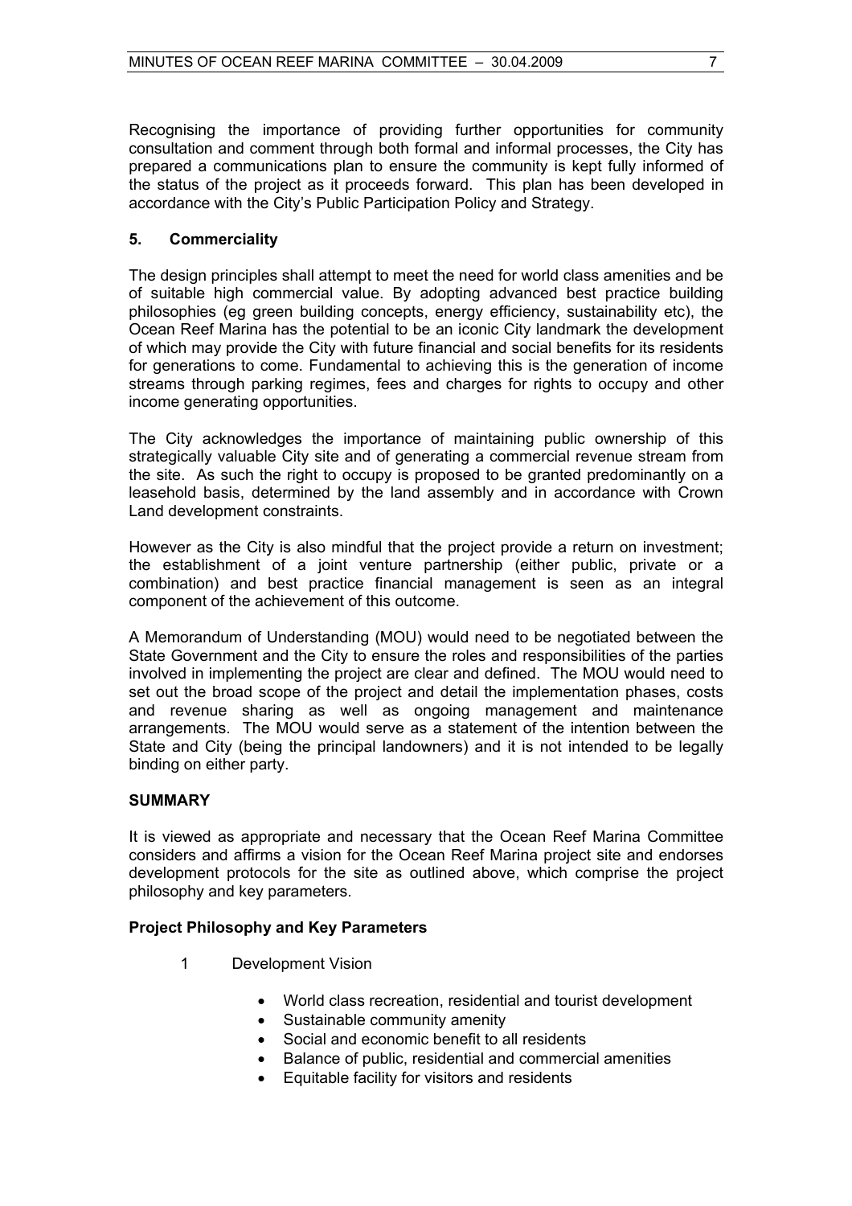Recognising the importance of providing further opportunities for community consultation and comment through both formal and informal processes, the City has prepared a communications plan to ensure the community is kept fully informed of the status of the project as it proceeds forward. This plan has been developed in accordance with the City's Public Participation Policy and Strategy.

**5. Commerciality**

The design principles shall attempt to meet the need for world class amenities and be of suitable high commercial value. By adopting advanced best practice building philosophies (eg green building concepts, energy efficiency, sustainability etc), the Ocean Reef Marina has the potential to be an iconic City landmark the development of which may provide the City with future financial and social benefits for its residents for generations to come. Fundamental to achieving this is the generation of income streams through parking regimes, fees and charges for rights to occupy and other income generating opportunities.

The City acknowledges the importance of maintaining public ownership of this strategically valuable City site and of generating a commercial revenue stream from the site. As such the right to occupy is proposed to be granted predominantly on a leasehold basis, determined by the land assembly and in accordance with Crown Land development constraints.

However as the City is also mindful that the project provide a return on investment; the establishment of a joint venture partnership (either public, private or a combination) and best practice financial management is seen as an integral component of the achievement of this outcome.

A Memorandum of Understanding (MOU) would need to be negotiated between the State Government and the City to ensure the roles and responsibilities of the parties involved in implementing the project are clear and defined. The MOU would need to set out the broad scope of the project and detail the implementation phases, costs and revenue sharing as well as ongoing management and maintenance arrangements. The MOU would serve as a statement of the intention between the State and City (being the principal landowners) and it is not intended to be legally binding on either party.

**SUMMARY**

It is viewed as appropriate and necessary that the Ocean Reef Marina Committee considers and affirms a vision for the Ocean Reef Marina project site and endorses development protocols for the site as outlined above, which comprise the project philosophy and key parameters.

**Project Philosophy and Key Parameters**

1 Development Vision

- World class recreation, residential and tourist development
- Sustainable community amenity
- Social and economic benefit to all residents
- Balance of public, residential and commercial amenities
- Equitable facility for visitors and residents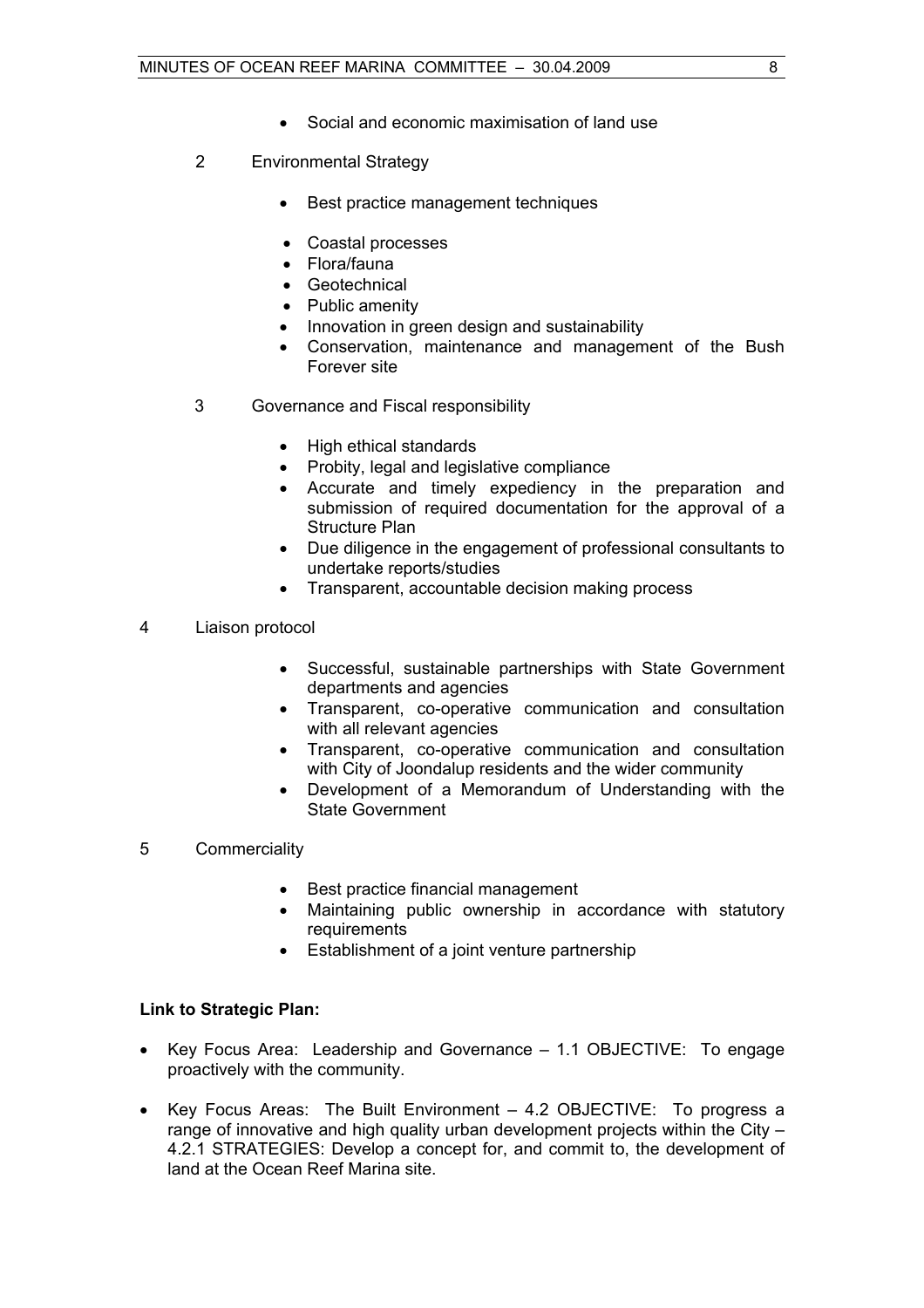- Social and economic maximisation of land use

2 Environmental Strategy

- Best practice management techniques
- Coastal processes
- Flora/fauna
- Geotechnical
- Public amenity
- Innovation in green design and sustainability
- Conservation, maintenance and management of the Bush Forever site

3 Governance and Fiscal responsibility

- High ethical standards
- Probity, legal and legislative compliance
- Accurate and timely expediency in the preparation and submission of required documentation for the approval of a Structure Plan
- Due diligence in the engagement of professional consultants to undertake reports/studies
- Transparent, accountable decision making process

4 Liaison protocol

- Successful, sustainable partnerships with State Government departments and agencies
- Transparent, co-operative communication and consultation with all relevant agencies
- Transparent, co-operative communication and consultation with City of Joondalup residents and the wider community
- Development of a Memorandum of Understanding with the State Government

5 Commerciality

- Best practice financial management
- Maintaining public ownership in accordance with statutory requirements
- Establishment of a joint venture partnership

**Link to Strategic Plan:**

- Key Focus Area: Leadership and Governance – 1.1 OBJECTIVE: To engage proactively with the community.
- Key Focus Areas: The Built Environment – 4.2 OBJECTIVE: To progress a range of innovative and high quality urban development projects within the City – 4.2.1 STRATEGIES: Develop a concept for, and commit to, the development of land at the Ocean Reef Marina site.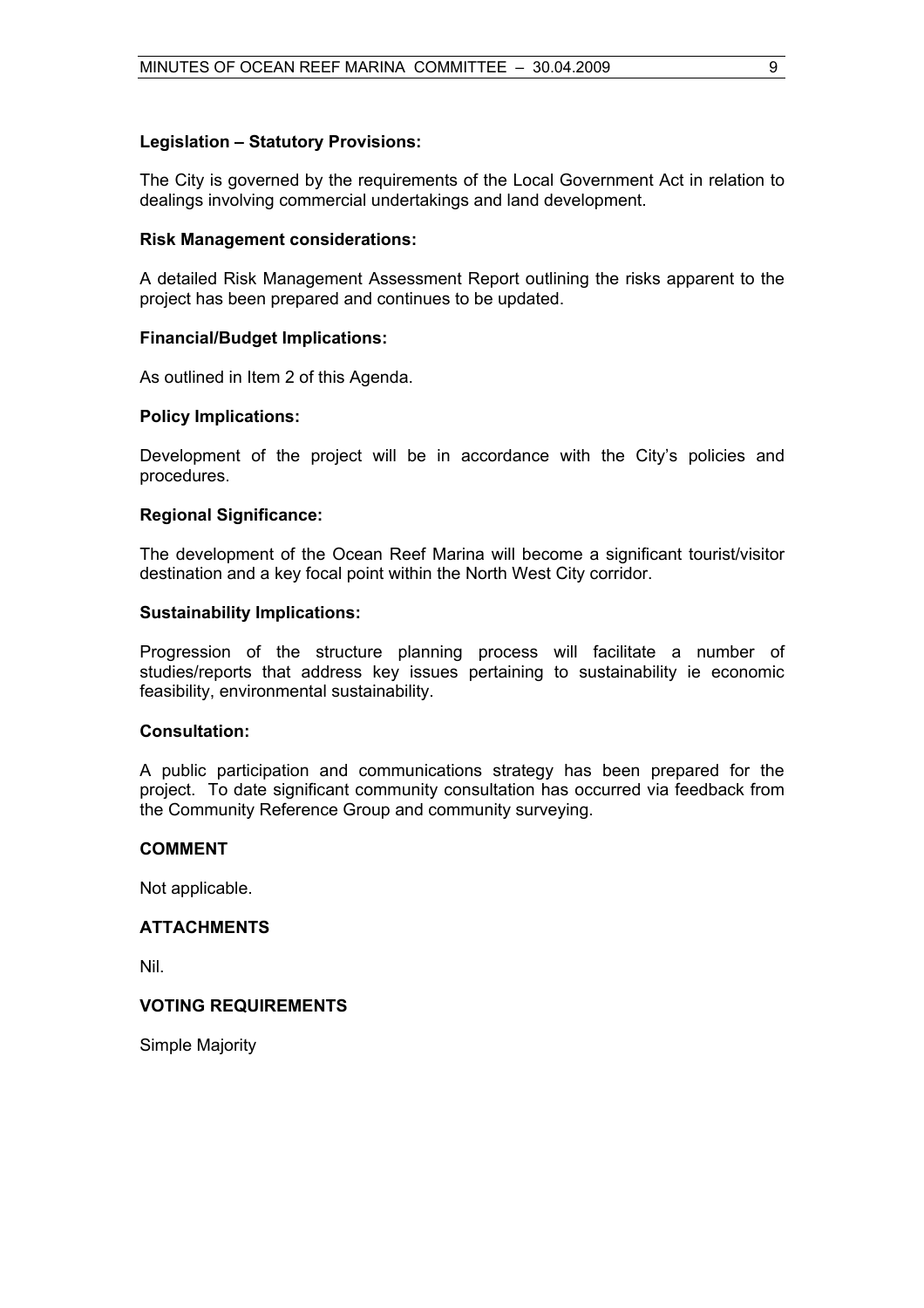**Legislation – Statutory Provisions:**

The City is governed by the requirements of the Local Government Act in relation to dealings involving commercial undertakings and land development.

**Risk Management considerations:**

A detailed Risk Management Assessment Report outlining the risks apparent to the project has been prepared and continues to be updated.

**Financial/Budget Implications:**

As outlined in Item 2 of this Agenda.

**Policy Implications:**

Development of the project will be in accordance with the City's policies and procedures.

**Regional Significance:**

The development of the Ocean Reef Marina will become a significant tourist/visitor destination and a key focal point within the North West City corridor.

**Sustainability Implications:**

Progression of the structure planning process will facilitate a number of studies/reports that address key issues pertaining to sustainability ie economic feasibility, environmental sustainability.

**Consultation:**

A public participation and communications strategy has been prepared for the project. To date significant community consultation has occurred via feedback from the Community Reference Group and community surveying.

## COMMENT

Not applicable.

## ATTACHMENTS

Nil.

## VOTING REQUIREMENTS

Simple Majority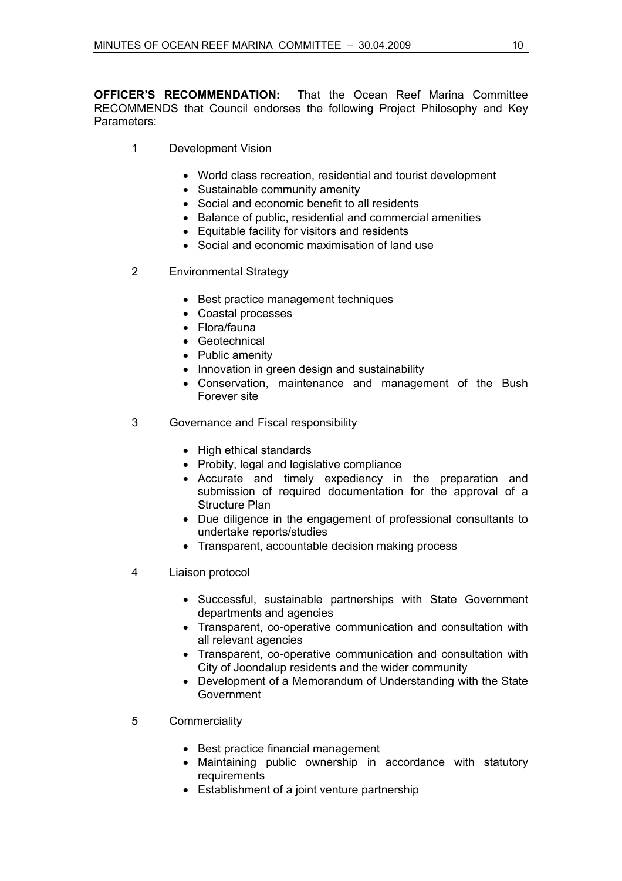**OFFICER'S RECOMMENDATION:** That the Ocean Reef Marina Committee RECOMMENDS that Council endorses the following Project Philosophy and Key Parameters:

1 Development Vision

- World class recreation, residential and tourist development
- Sustainable community amenity
- Social and economic benefit to all residents
- Balance of public, residential and commercial amenities
- Equitable facility for visitors and residents
- Social and economic maximisation of land use

2 Environmental Strategy

- Best practice management techniques
- Coastal processes
- Flora/fauna
- Geotechnical
- Public amenity
- Innovation in green design and sustainability
- Conservation, maintenance and management of the Bush Forever site

3 Governance and Fiscal responsibility

- High ethical standards
- Probity, legal and legislative compliance
- Accurate and timely expediency in the preparation and submission of required documentation for the approval of a Structure Plan
- Due diligence in the engagement of professional consultants to undertake reports/studies
- Transparent, accountable decision making process

4 Liaison protocol

- Successful, sustainable partnerships with State Government departments and agencies
- Transparent, co-operative communication and consultation with all relevant agencies
- Transparent, co-operative communication and consultation with City of Joondalup residents and the wider community
- Development of a Memorandum of Understanding with the State Government

5 Commerciality

- Best practice financial management
- Maintaining public ownership in accordance with statutory requirements
- Establishment of a joint venture partnership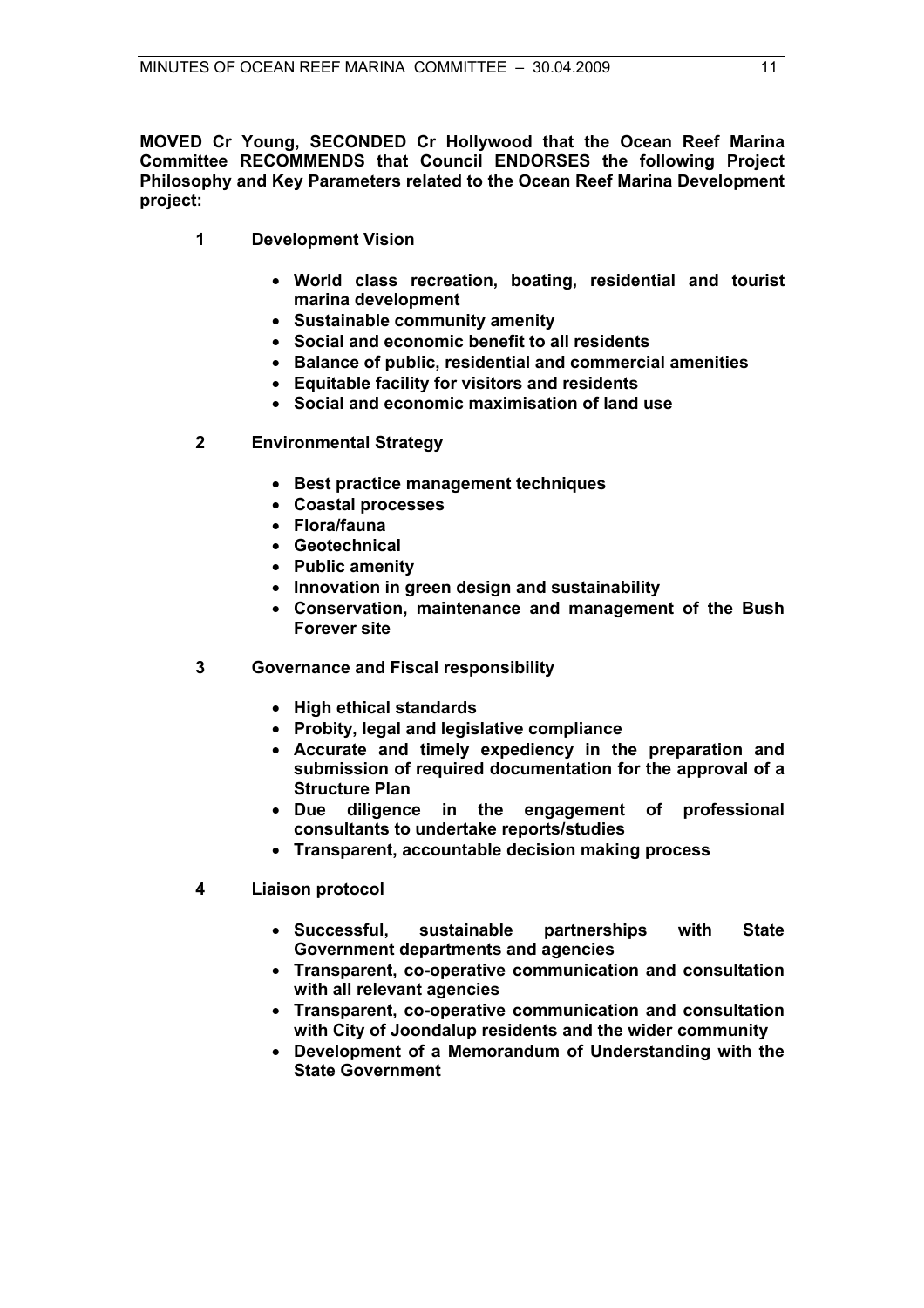**MOVED Cr Young, SECONDED Cr Hollywood that the Ocean Reef Marina Committee RECOMMENDS that Council ENDORSES the following Project Philosophy and Key Parameters related to the Ocean Reef Marina Development project:**

**1 Development Vision**

- **World class recreation, boating, residential and tourist marina development**
- **Sustainable community amenity**
- **Social and economic benefit to all residents**
- **Balance of public, residential and commercial amenities**
- **Equitable facility for visitors and residents**
- **Social and economic maximisation of land use**

**2 Environmental Strategy**

- **Best practice management techniques**
- **Coastal processes**
- **Flora/fauna**
- **Geotechnical**
- **Public amenity**
- **Innovation in green design and sustainability**
- **Conservation, maintenance and management of the Bush Forever site**

**3 Governance and Fiscal responsibility**

- **High ethical standards**
- **Probity, legal and legislative compliance**
- **Accurate and timely expediency in the preparation and submission of required documentation for the approval of a Structure Plan**
- **Due diligence in the engagement of professional consultants to undertake reports/studies**
- **Transparent, accountable decision making process**

**4 Liaison protocol**

- **Successful, sustainable partnerships with State Government departments and agencies**
- **Transparent, co-operative communication and consultation with all relevant agencies**
- **Transparent, co-operative communication and consultation with City of Joondalup residents and the wider community**
- **Development of a Memorandum of Understanding with the State Government**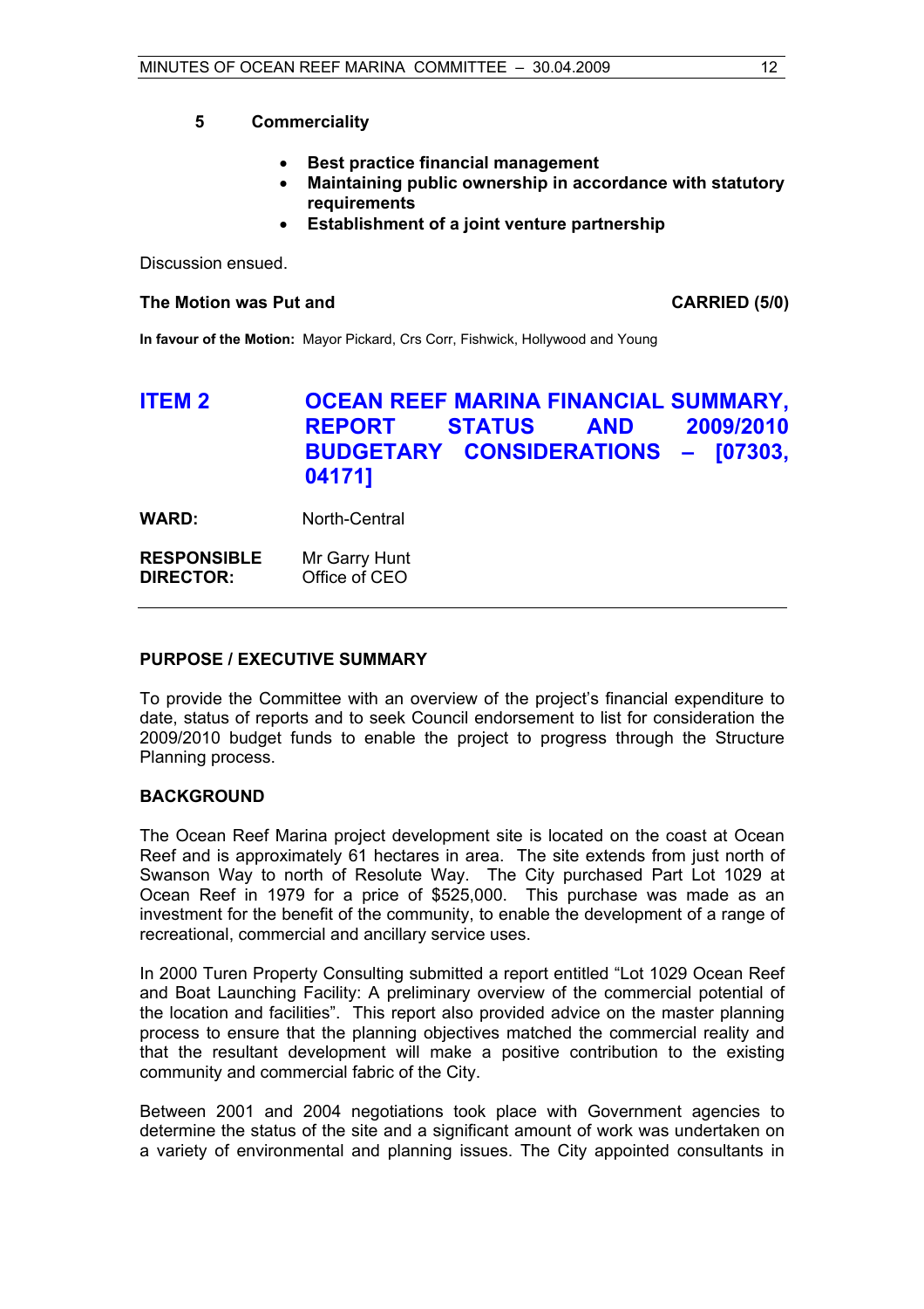5 **Commerciality**

- **Best practice financial management**
- **Maintaining public ownership in accordance with statutory requirements**
- **Establishment of a joint venture partnership**

Discussion ensued.

**The Motion was Put and** **CARRIED (5/0)**

**In favour of the Motion:** Mayor Pickard, Crs Corr, Fishwick, Hollywood and Young

## ITEM 2 OCEAN REEF MARINA FINANCIAL SUMMARY, REPORT STATUS AND 2009/2010 BUDGETARY CONSIDERATIONS – [07303, 04171]

**WARD:** North-Central

**RESPONSIBLE DIRECTOR:** Mr Garry Hunt
Office of CEO

---

### PURPOSE / EXECUTIVE SUMMARY

To provide the Committee with an overview of the project's financial expenditure to date, status of reports and to seek Council endorsement to list for consideration the 2009/2010 budget funds to enable the project to progress through the Structure Planning process.

### BACKGROUND

The Ocean Reef Marina project development site is located on the coast at Ocean Reef and is approximately 61 hectares in area. The site extends from just north of Swanson Way to north of Resolute Way. The City purchased Part Lot 1029 at Ocean Reef in 1979 for a price of $525,000. This purchase was made as an investment for the benefit of the community, to enable the development of a range of recreational, commercial and ancillary service uses.

In 2000 Turen Property Consulting submitted a report entitled "Lot 1029 Ocean Reef and Boat Launching Facility: A preliminary overview of the commercial potential of the location and facilities". This report also provided advice on the master planning process to ensure that the planning objectives matched the commercial reality and that the resultant development will make a positive contribution to the existing community and commercial fabric of the City.

Between 2001 and 2004 negotiations took place with Government agencies to determine the status of the site and a significant amount of work was undertaken on a variety of environmental and planning issues. The City appointed consultants in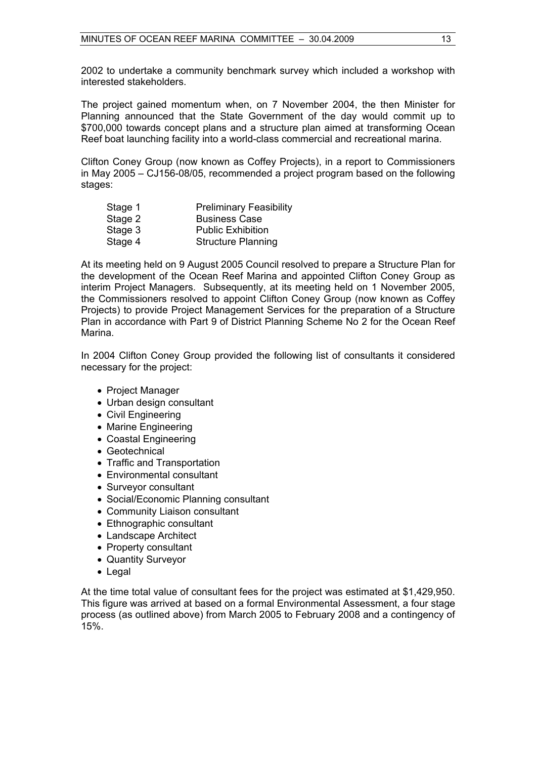2002 to undertake a community benchmark survey which included a workshop with interested stakeholders.

The project gained momentum when, on 7 November 2004, the then Minister for Planning announced that the State Government of the day would commit up to $700,000 towards concept plans and a structure plan aimed at transforming Ocean Reef boat launching facility into a world-class commercial and recreational marina.

Clifton Coney Group (now known as Coffey Projects), in a report to Commissioners in May 2005 – CJ156-08/05, recommended a project program based on the following stages:

| | |
|---|---|
| Stage 1 | Preliminary Feasibility |
| Stage 2 | Business Case |
| Stage 3 | Public Exhibition |
| Stage 4 | Structure Planning |

At its meeting held on 9 August 2005 Council resolved to prepare a Structure Plan for the development of the Ocean Reef Marina and appointed Clifton Coney Group as interim Project Managers. Subsequently, at its meeting held on 1 November 2005, the Commissioners resolved to appoint Clifton Coney Group (now known as Coffey Projects) to provide Project Management Services for the preparation of a Structure Plan in accordance with Part 9 of District Planning Scheme No 2 for the Ocean Reef Marina.

In 2004 Clifton Coney Group provided the following list of consultants it considered necessary for the project:

- Project Manager
- Urban design consultant
- Civil Engineering
- Marine Engineering
- Coastal Engineering
- Geotechnical
- Traffic and Transportation
- Environmental consultant
- Surveyor consultant
- Social/Economic Planning consultant
- Community Liaison consultant
- Ethnographic consultant
- Landscape Architect
- Property consultant
- Quantity Surveyor
- Legal

At the time total value of consultant fees for the project was estimated at $1,429,950. This figure was arrived at based on a formal Environmental Assessment, a four stage process (as outlined above) from March 2005 to February 2008 and a contingency of 15%.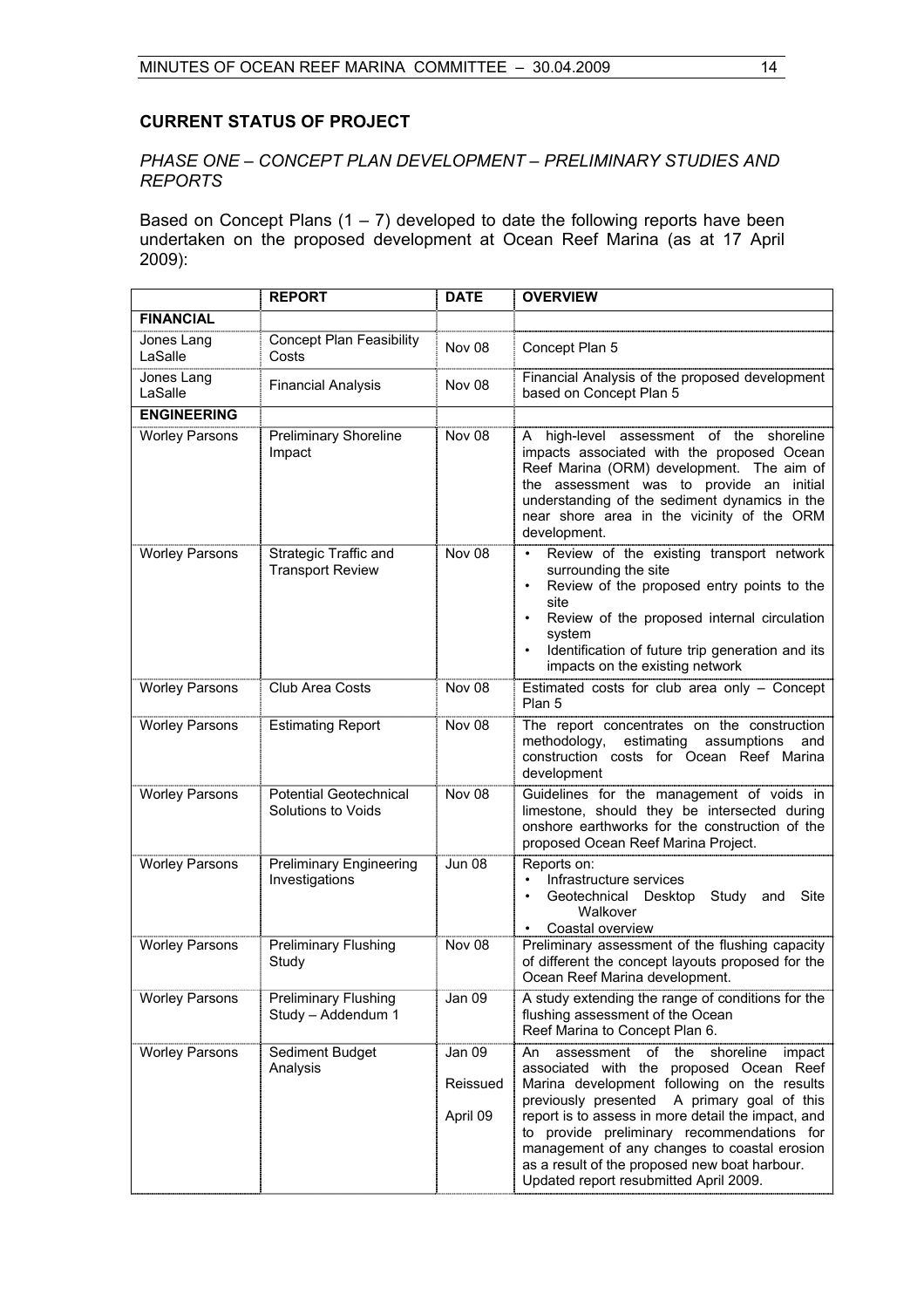## CURRENT STATUS OF PROJECT

*PHASE ONE – CONCEPT PLAN DEVELOPMENT – PRELIMINARY STUDIES AND REPORTS*

Based on Concept Plans (1 – 7) developed to date the following reports have been undertaken on the proposed development at Ocean Reef Marina (as at 17 April 2009):

| | REPORT | DATE | OVERVIEW |
|---|---|---|---|
| **FINANCIAL** | | | |
| Jones Lang LaSalle | Concept Plan Feasibility Costs | Nov 08 | Concept Plan 5 |
| Jones Lang LaSalle | Financial Analysis | Nov 08 | Financial Analysis of the proposed development based on Concept Plan 5 |
| **ENGINEERING** | | | |
| Worley Parsons | Preliminary Shoreline Impact | Nov 08 | A high-level assessment of the shoreline impacts associated with the proposed Ocean Reef Marina (ORM) development. The aim of the assessment was to provide an initial understanding of the sediment dynamics in the near shore area in the vicinity of the ORM development. |
| Worley Parsons | Strategic Traffic and Transport Review | Nov 08 | • Review of the existing transport network surrounding the site<br>• Review of the proposed entry points to the site<br>• Review of the proposed internal circulation system<br>• Identification of future trip generation and its impacts on the existing network |
| Worley Parsons | Club Area Costs | Nov 08 | Estimated costs for club area only – Concept Plan 5 |
| Worley Parsons | Estimating Report | Nov 08 | The report concentrates on the construction methodology, estimating assumptions and construction costs for Ocean Reef Marina development |
| Worley Parsons | Potential Geotechnical Solutions to Voids | Nov 08 | Guidelines for the management of voids in limestone, should they be intersected during onshore earthworks for the construction of the proposed Ocean Reef Marina Project. |
| Worley Parsons | Preliminary Engineering Investigations | Jun 08 | Reports on:<br>• Infrastructure services<br>• Geotechnical Desktop Study and Site Walkover<br>• Coastal overview |
| Worley Parsons | Preliminary Flushing Study | Nov 08 | Preliminary assessment of the flushing capacity of different the concept layouts proposed for the Ocean Reef Marina development. |
| Worley Parsons | Preliminary Flushing Study – Addendum 1 | Jan 09 | A study extending the range of conditions for the flushing assessment of the Ocean Reef Marina to Concept Plan 6. |
| Worley Parsons | Sediment Budget Analysis | Jan 09<br>Reissued<br>April 09 | An assessment of the shoreline impact associated with the proposed Ocean Reef Marina development following on the results previously presented A primary goal of this report is to assess in more detail the impact, and to provide preliminary recommendations for management of any changes to coastal erosion as a result of the proposed new boat harbour. Updated report resubmitted April 2009. |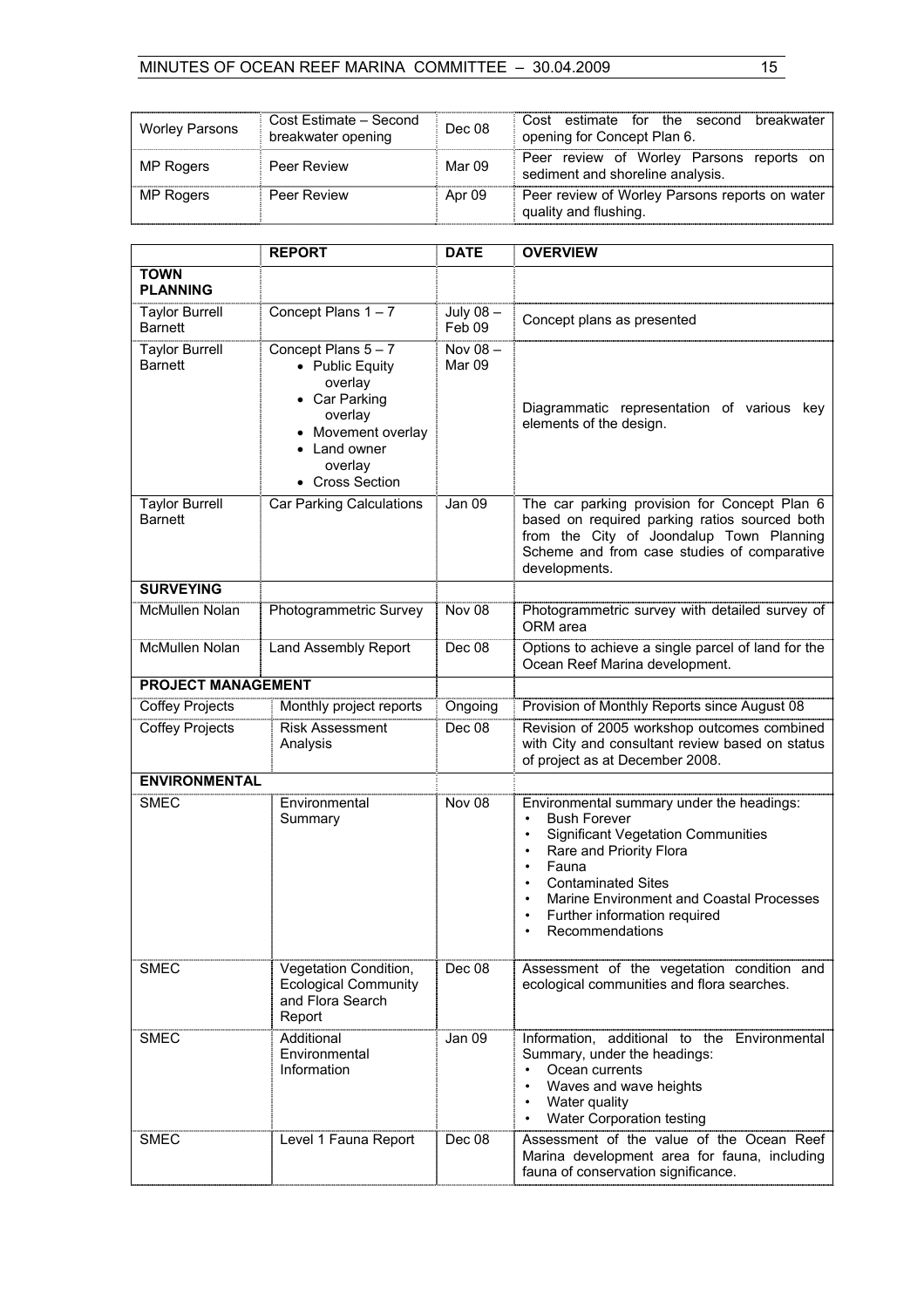| | | | |
|---|---|---|---|
| Worley Parsons | Cost Estimate – Second breakwater opening | Dec 08 | Cost estimate for the second breakwater opening for Concept Plan 6. |
| MP Rogers | Peer Review | Mar 09 | Peer review of Worley Parsons reports on sediment and shoreline analysis. |
| MP Rogers | Peer Review | Apr 09 | Peer review of Worley Parsons reports on water quality and flushing. |

| | REPORT | DATE | OVERVIEW |
|---|---|---|---|
| **TOWN PLANNING** | | | |
| Taylor Burrell Barnett | Concept Plans 1 – 7 | July 08 – Feb 09 | Concept plans as presented |
| Taylor Burrell Barnett | Concept Plans 5 – 7<br>• Public Equity overlay<br>• Car Parking overlay<br>• Movement overlay<br>• Land owner overlay<br>• Cross Section | Nov 08 – Mar 09 | Diagrammatic representation of various key elements of the design. |
| Taylor Burrell Barnett | Car Parking Calculations | Jan 09 | The car parking provision for Concept Plan 6 based on required parking ratios sourced both from the City of Joondalup Town Planning Scheme and from case studies of comparative developments. |
| **SURVEYING** | | | |
| McMullen Nolan | Photogrammetric Survey | Nov 08 | Photogrammetric survey with detailed survey of ORM area |
| McMullen Nolan | Land Assembly Report | Dec 08 | Options to achieve a single parcel of land for the Ocean Reef Marina development. |
| **PROJECT MANAGEMENT** | | | |
| Coffey Projects | Monthly project reports | Ongoing | Provision of Monthly Reports since August 08 |
| Coffey Projects | Risk Assessment Analysis | Dec 08 | Revision of 2005 workshop outcomes combined with City and consultant review based on status of project as at December 2008. |
| **ENVIRONMENTAL** | | | |
| SMEC | Environmental Summary | Nov 08 | Environmental summary under the headings:<br>• Bush Forever<br>• Significant Vegetation Communities<br>• Rare and Priority Flora<br>• Fauna<br>• Contaminated Sites<br>• Marine Environment and Coastal Processes<br>• Further information required<br>• Recommendations |
| SMEC | Vegetation Condition, Ecological Community and Flora Search Report | Dec 08 | Assessment of the vegetation condition and ecological communities and flora searches. |
| SMEC | Additional Environmental Information | Jan 09 | Information, additional to the Environmental Summary, under the headings:<br>• Ocean currents<br>• Waves and wave heights<br>• Water quality<br>• Water Corporation testing |
| SMEC | Level 1 Fauna Report | Dec 08 | Assessment of the value of the Ocean Reef Marina development area for fauna, including fauna of conservation significance. |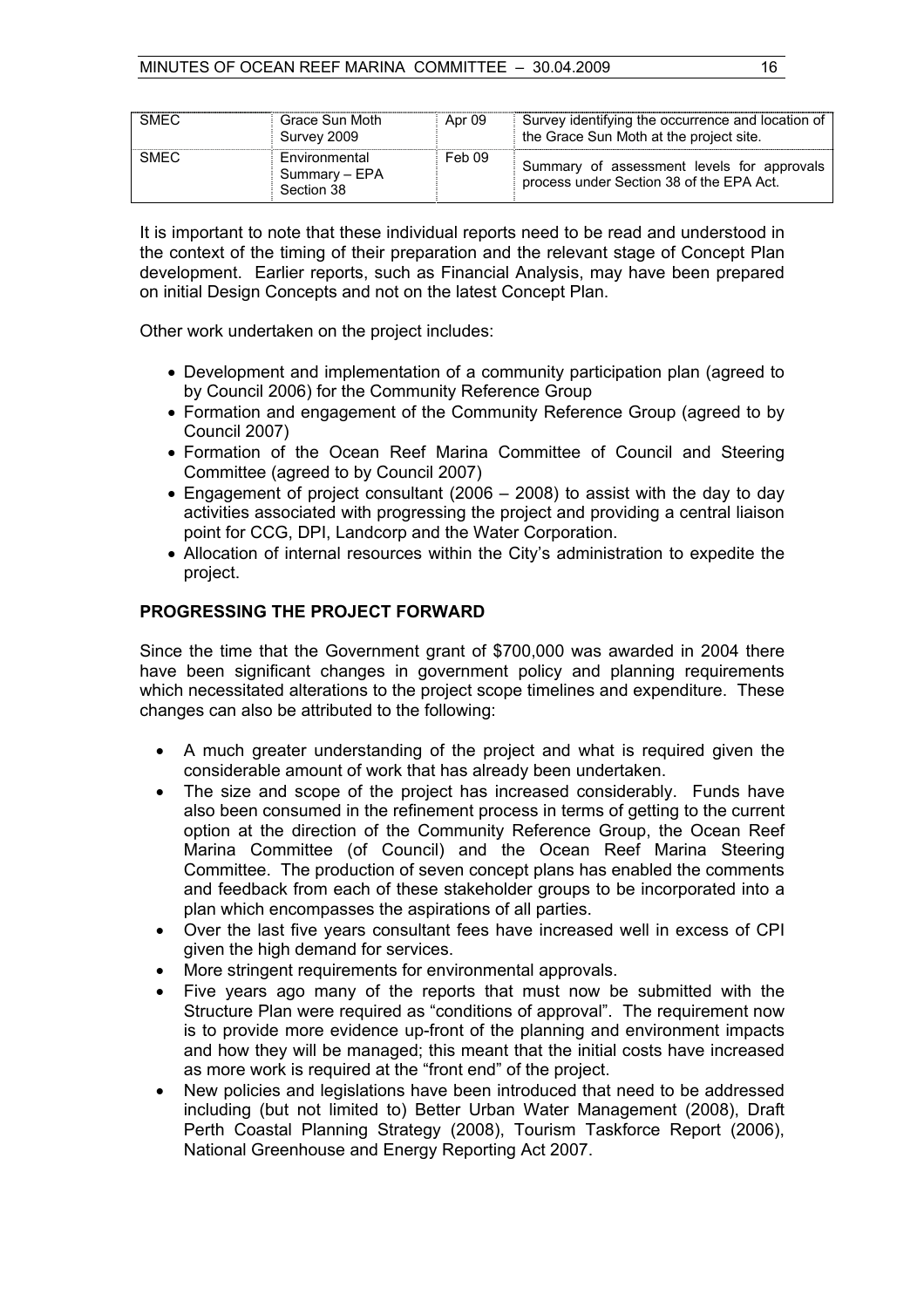| SMEC | Grace Sun Moth Survey 2009 | Apr 09 | Survey identifying the occurrence and location of the Grace Sun Moth at the project site. |
|---|---|---|---|
| SMEC | Environmental Summary – EPA Section 38 | Feb 09 | Summary of assessment levels for approvals process under Section 38 of the EPA Act. |

It is important to note that these individual reports need to be read and understood in the context of the timing of their preparation and the relevant stage of Concept Plan development. Earlier reports, such as Financial Analysis, may have been prepared on initial Design Concepts and not on the latest Concept Plan.

Other work undertaken on the project includes:

- Development and implementation of a community participation plan (agreed to by Council 2006) for the Community Reference Group
- Formation and engagement of the Community Reference Group (agreed to by Council 2007)
- Formation of the Ocean Reef Marina Committee of Council and Steering Committee (agreed to by Council 2007)
- Engagement of project consultant (2006 – 2008) to assist with the day to day activities associated with progressing the project and providing a central liaison point for CCG, DPI, Landcorp and the Water Corporation.
- Allocation of internal resources within the City's administration to expedite the project.

**PROGRESSING THE PROJECT FORWARD**

Since the time that the Government grant of $700,000 was awarded in 2004 there have been significant changes in government policy and planning requirements which necessitated alterations to the project scope timelines and expenditure. These changes can also be attributed to the following:

- A much greater understanding of the project and what is required given the considerable amount of work that has already been undertaken.
- The size and scope of the project has increased considerably. Funds have also been consumed in the refinement process in terms of getting to the current option at the direction of the Community Reference Group, the Ocean Reef Marina Committee (of Council) and the Ocean Reef Marina Steering Committee. The production of seven concept plans has enabled the comments and feedback from each of these stakeholder groups to be incorporated into a plan which encompasses the aspirations of all parties.
- Over the last five years consultant fees have increased well in excess of CPI given the high demand for services.
- More stringent requirements for environmental approvals.
- Five years ago many of the reports that must now be submitted with the Structure Plan were required as "conditions of approval". The requirement now is to provide more evidence up-front of the planning and environment impacts and how they will be managed; this meant that the initial costs have increased as more work is required at the "front end" of the project.
- New policies and legislations have been introduced that need to be addressed including (but not limited to) Better Urban Water Management (2008), Draft Perth Coastal Planning Strategy (2008), Tourism Taskforce Report (2006), National Greenhouse and Energy Reporting Act 2007.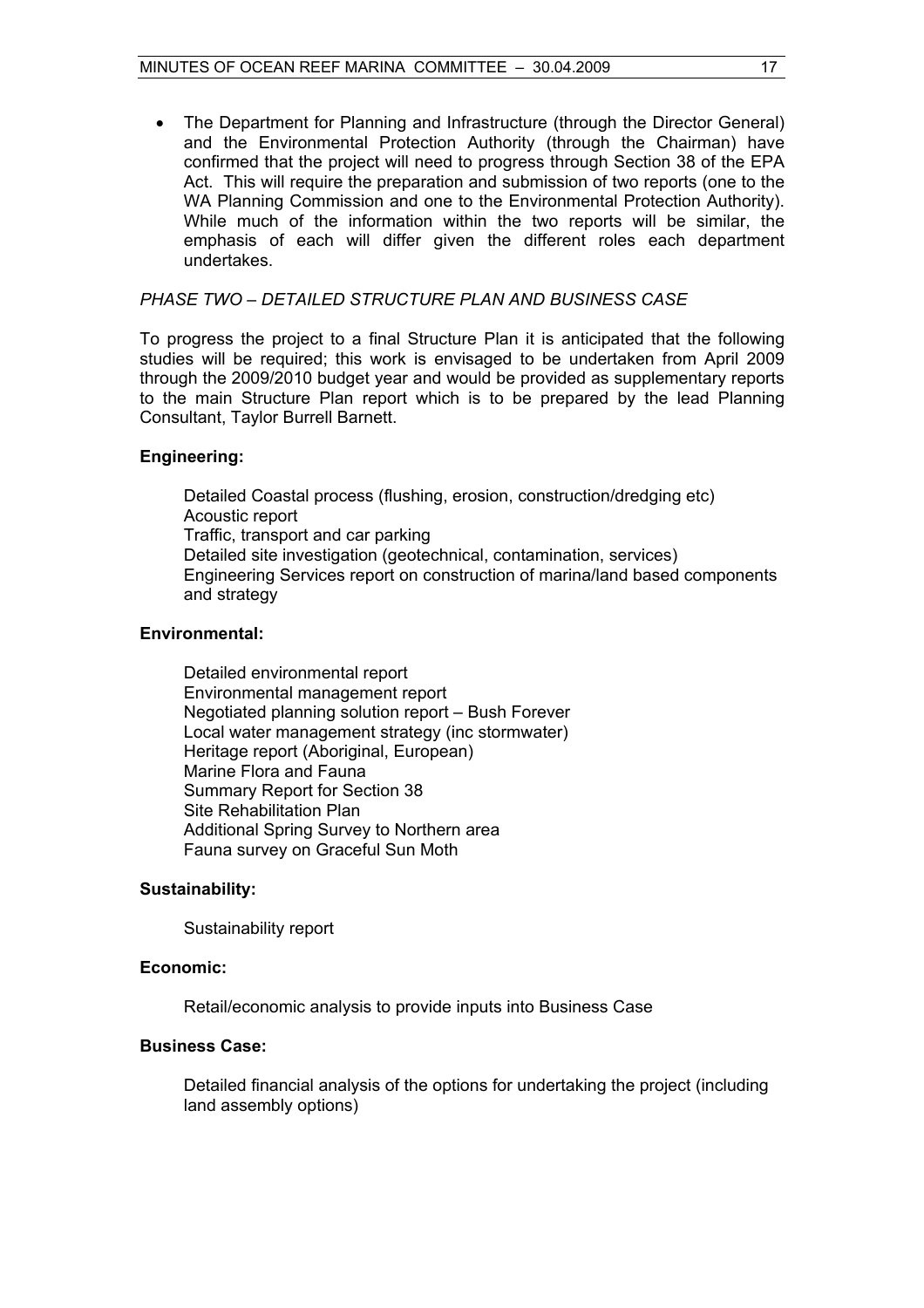- The Department for Planning and Infrastructure (through the Director General) and the Environmental Protection Authority (through the Chairman) have confirmed that the project will need to progress through Section 38 of the EPA Act. This will require the preparation and submission of two reports (one to the WA Planning Commission and one to the Environmental Protection Authority). While much of the information within the two reports will be similar, the emphasis of each will differ given the different roles each department undertakes.

*PHASE TWO – DETAILED STRUCTURE PLAN AND BUSINESS CASE*

To progress the project to a final Structure Plan it is anticipated that the following studies will be required; this work is envisaged to be undertaken from April 2009 through the 2009/2010 budget year and would be provided as supplementary reports to the main Structure Plan report which is to be prepared by the lead Planning Consultant, Taylor Burrell Barnett.

**Engineering:**

Detailed Coastal process (flushing, erosion, construction/dredging etc)
Acoustic report
Traffic, transport and car parking
Detailed site investigation (geotechnical, contamination, services)
Engineering Services report on construction of marina/land based components and strategy

**Environmental:**

Detailed environmental report
Environmental management report
Negotiated planning solution report – Bush Forever
Local water management strategy (inc stormwater)
Heritage report (Aboriginal, European)
Marine Flora and Fauna
Summary Report for Section 38
Site Rehabilitation Plan
Additional Spring Survey to Northern area
Fauna survey on Graceful Sun Moth

**Sustainability:**

Sustainability report

**Economic:**

Retail/economic analysis to provide inputs into Business Case

**Business Case:**

Detailed financial analysis of the options for undertaking the project (including land assembly options)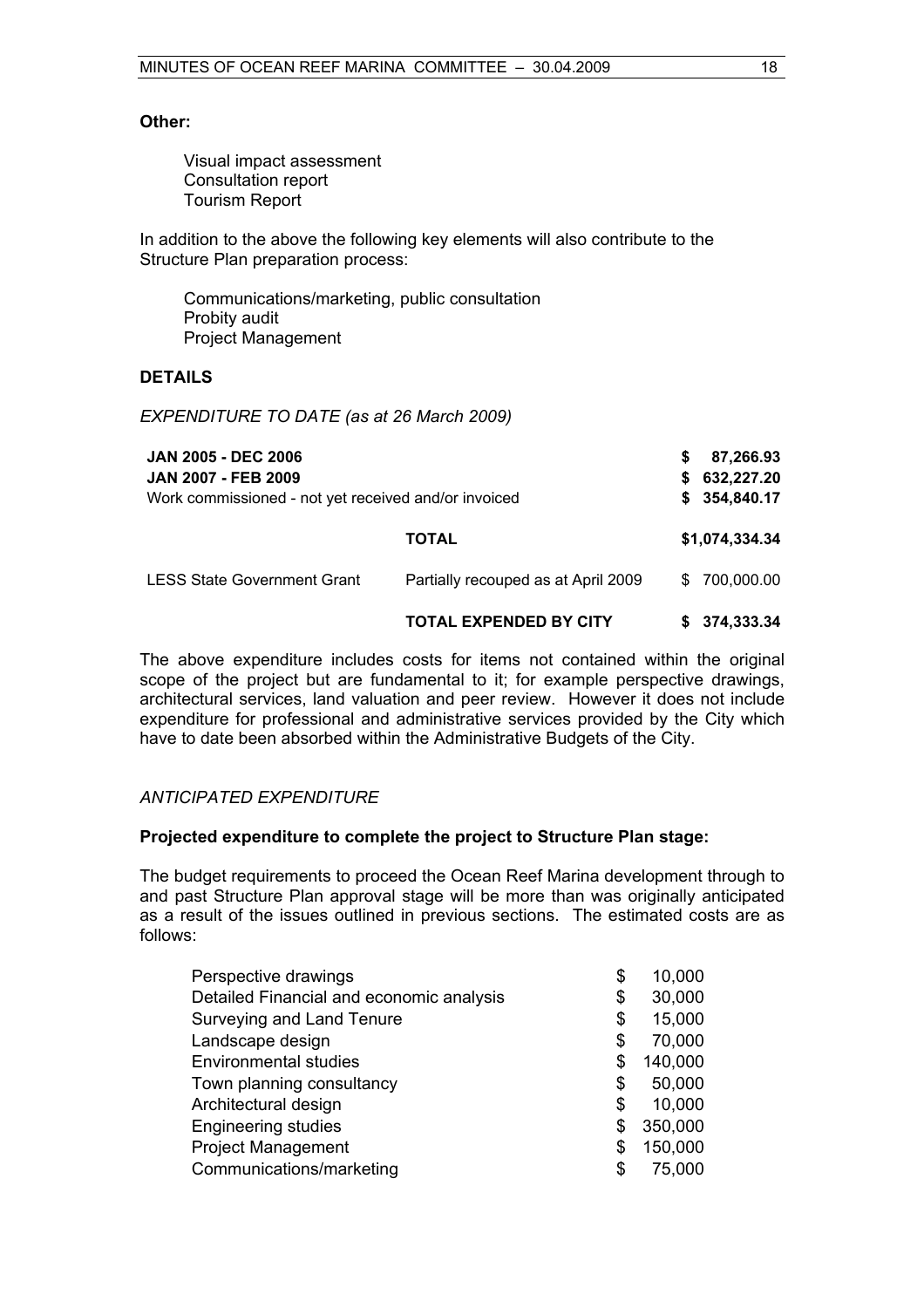**Other:**

Visual impact assessment
Consultation report
Tourism Report

In addition to the above the following key elements will also contribute to the Structure Plan preparation process:

Communications/marketing, public consultation
Probity audit
Project Management

## DETAILS

*EXPENDITURE TO DATE (as at 26 March 2009)*

| | | |
|---|---|---|
| **JAN 2005 - DEC 2006** | | **$ 87,266.93** |
| **JAN 2007 - FEB 2009** | | **$ 632,227.20** |
| Work commissioned - not yet received and/or invoiced | | **$ 354,840.17** |
| | **TOTAL** | **$1,074,334.34** |
| LESS State Government Grant | Partially recouped as at April 2009 | $ 700,000.00 |
| | **TOTAL EXPENDED BY CITY** | **$ 374,333.34** |

The above expenditure includes costs for items not contained within the original scope of the project but are fundamental to it; for example perspective drawings, architectural services, land valuation and peer review. However it does not include expenditure for professional and administrative services provided by the City which have to date been absorbed within the Administrative Budgets of the City.

*ANTICIPATED EXPENDITURE*

**Projected expenditure to complete the project to Structure Plan stage:**

The budget requirements to proceed the Ocean Reef Marina development through to and past Structure Plan approval stage will be more than was originally anticipated as a result of the issues outlined in previous sections. The estimated costs are as follows:

| | |
|---|---|
| Perspective drawings | $ 10,000 |
| Detailed Financial and economic analysis | $ 30,000 |
| Surveying and Land Tenure | $ 15,000 |
| Landscape design | $ 70,000 |
| Environmental studies | $ 140,000 |
| Town planning consultancy | $ 50,000 |
| Architectural design | $ 10,000 |
| Engineering studies | $ 350,000 |
| Project Management | $ 150,000 |
| Communications/marketing | $ 75,000 |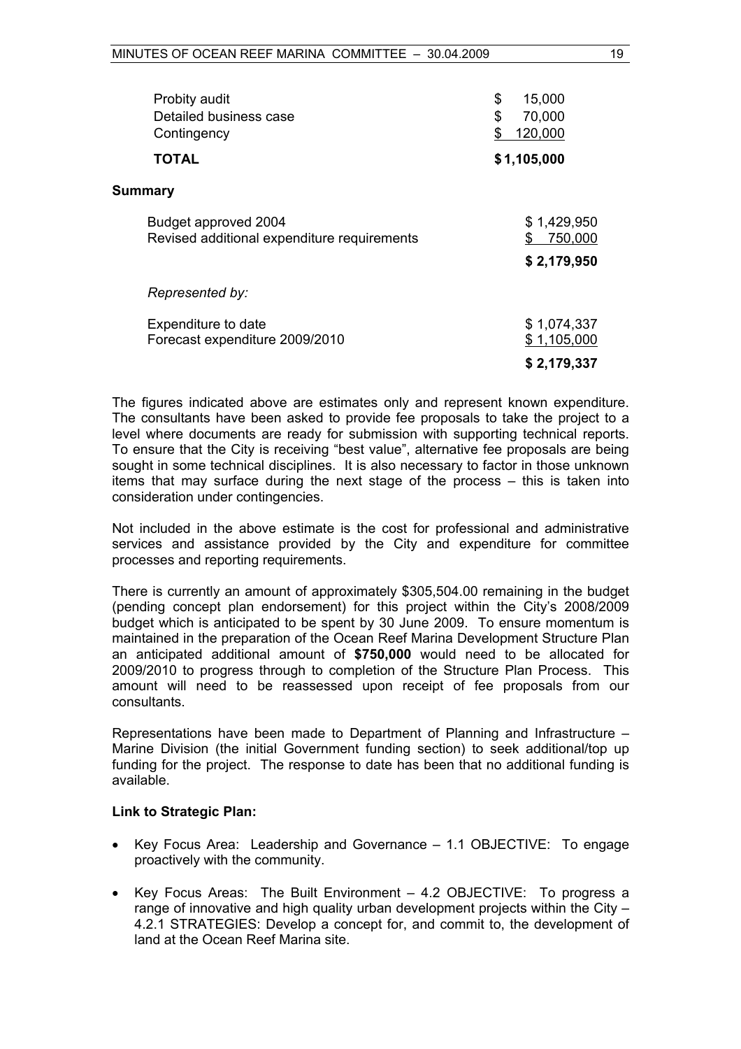| | |
|---|---|
| Probity audit | $ 15,000 |
| Detailed business case | $ 70,000 |
| Contingency | $ 120,000 |
| **TOTAL** | **$ 1,105,000** |

**Summary**

| | |
|---|---|
| Budget approved 2004 | $ 1,429,950 |
| Revised additional expenditure requirements | $ 750,000 |
| | **$ 2,179,950** |
| *Represented by:* | |
| Expenditure to date | $ 1,074,337 |
| Forecast expenditure 2009/2010 | $ 1,105,000 |
| | **$ 2,179,337** |

The figures indicated above are estimates only and represent known expenditure. The consultants have been asked to provide fee proposals to take the project to a level where documents are ready for submission with supporting technical reports. To ensure that the City is receiving "best value", alternative fee proposals are being sought in some technical disciplines. It is also necessary to factor in those unknown items that may surface during the next stage of the process – this is taken into consideration under contingencies.

Not included in the above estimate is the cost for professional and administrative services and assistance provided by the City and expenditure for committee processes and reporting requirements.

There is currently an amount of approximately $305,504.00 remaining in the budget (pending concept plan endorsement) for this project within the City's 2008/2009 budget which is anticipated to be spent by 30 June 2009. To ensure momentum is maintained in the preparation of the Ocean Reef Marina Development Structure Plan an anticipated additional amount of **$750,000** would need to be allocated for 2009/2010 to progress through to completion of the Structure Plan Process. This amount will need to be reassessed upon receipt of fee proposals from our consultants.

Representations have been made to Department of Planning and Infrastructure – Marine Division (the initial Government funding section) to seek additional/top up funding for the project. The response to date has been that no additional funding is available.

**Link to Strategic Plan:**

- Key Focus Area: Leadership and Governance – 1.1 OBJECTIVE: To engage proactively with the community.
- Key Focus Areas: The Built Environment – 4.2 OBJECTIVE: To progress a range of innovative and high quality urban development projects within the City – 4.2.1 STRATEGIES: Develop a concept for, and commit to, the development of land at the Ocean Reef Marina site.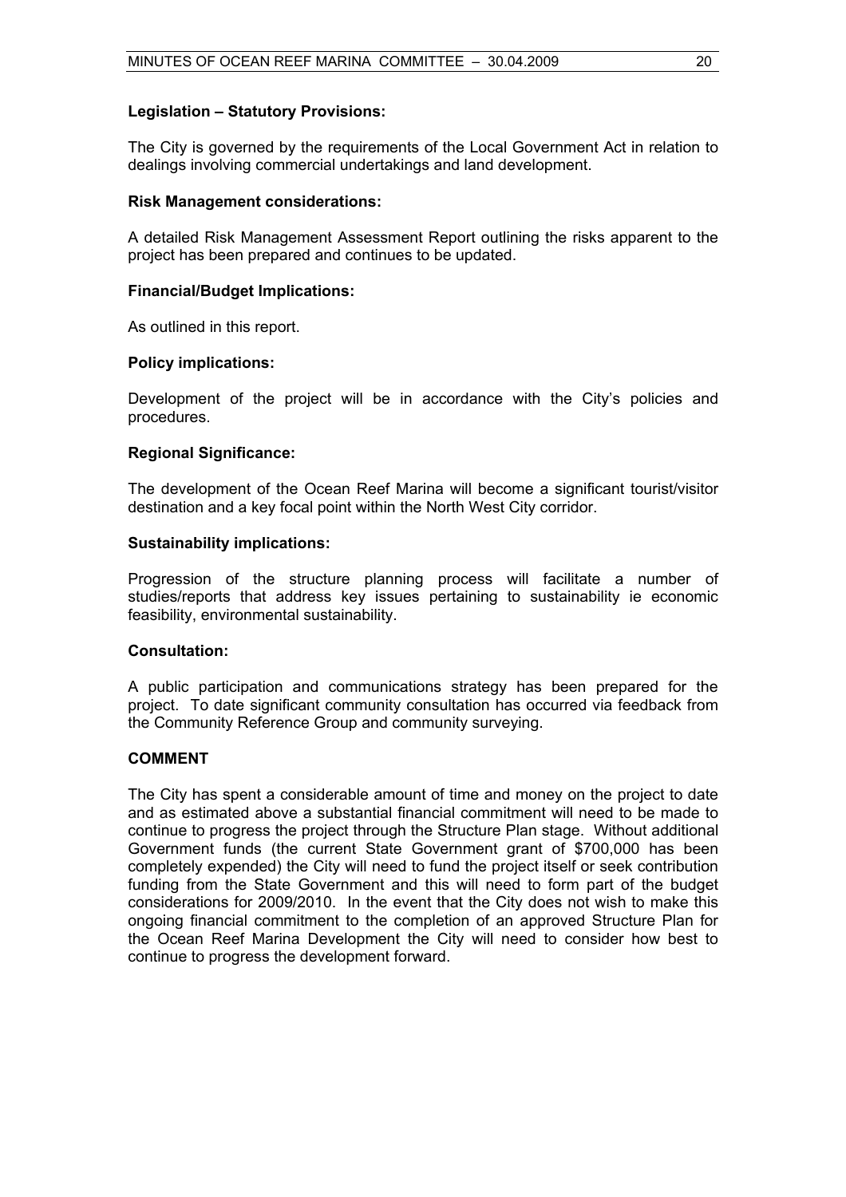**Legislation – Statutory Provisions:**

The City is governed by the requirements of the Local Government Act in relation to dealings involving commercial undertakings and land development.

**Risk Management considerations:**

A detailed Risk Management Assessment Report outlining the risks apparent to the project has been prepared and continues to be updated.

**Financial/Budget Implications:**

As outlined in this report.

**Policy implications:**

Development of the project will be in accordance with the City's policies and procedures.

**Regional Significance:**

The development of the Ocean Reef Marina will become a significant tourist/visitor destination and a key focal point within the North West City corridor.

**Sustainability implications:**

Progression of the structure planning process will facilitate a number of studies/reports that address key issues pertaining to sustainability ie economic feasibility, environmental sustainability.

**Consultation:**

A public participation and communications strategy has been prepared for the project. To date significant community consultation has occurred via feedback from the Community Reference Group and community surveying.

**COMMENT**

The City has spent a considerable amount of time and money on the project to date and as estimated above a substantial financial commitment will need to be made to continue to progress the project through the Structure Plan stage. Without additional Government funds (the current State Government grant of $700,000 has been completely expended) the City will need to fund the project itself or seek contribution funding from the State Government and this will need to form part of the budget considerations for 2009/2010. In the event that the City does not wish to make this ongoing financial commitment to the completion of an approved Structure Plan for the Ocean Reef Marina Development the City will need to consider how best to continue to progress the development forward.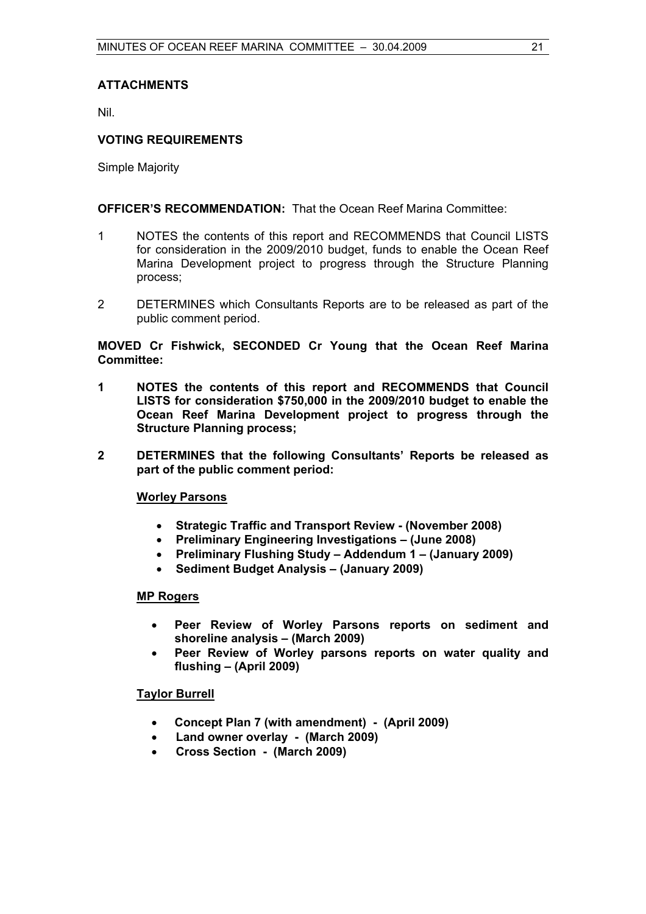**ATTACHMENTS**

Nil.

**VOTING REQUIREMENTS**

Simple Majority

**OFFICER'S RECOMMENDATION:** That the Ocean Reef Marina Committee:

1. NOTES the contents of this report and RECOMMENDS that Council LISTS for consideration in the 2009/2010 budget, funds to enable the Ocean Reef Marina Development project to progress through the Structure Planning process;

2. DETERMINES which Consultants Reports are to be released as part of the public comment period.

**MOVED Cr Fishwick, SECONDED Cr Young that the Ocean Reef Marina Committee:**

**1. NOTES the contents of this report and RECOMMENDS that Council LISTS for consideration $750,000 in the 2009/2010 budget to enable the Ocean Reef Marina Development project to progress through the Structure Planning process;**

**2. DETERMINES that the following Consultants' Reports be released as part of the public comment period:**

**Worley Parsons**

- **Strategic Traffic and Transport Review - (November 2008)**
- **Preliminary Engineering Investigations – (June 2008)**
- **Preliminary Flushing Study – Addendum 1 – (January 2009)**
- **Sediment Budget Analysis – (January 2009)**

**MP Rogers**

- **Peer Review of Worley Parsons reports on sediment and shoreline analysis – (March 2009)**
- **Peer Review of Worley parsons reports on water quality and flushing – (April 2009)**

**Taylor Burrell**

- **Concept Plan 7 (with amendment) - (April 2009)**
- **Land owner overlay - (March 2009)**
- **Cross Section - (March 2009)**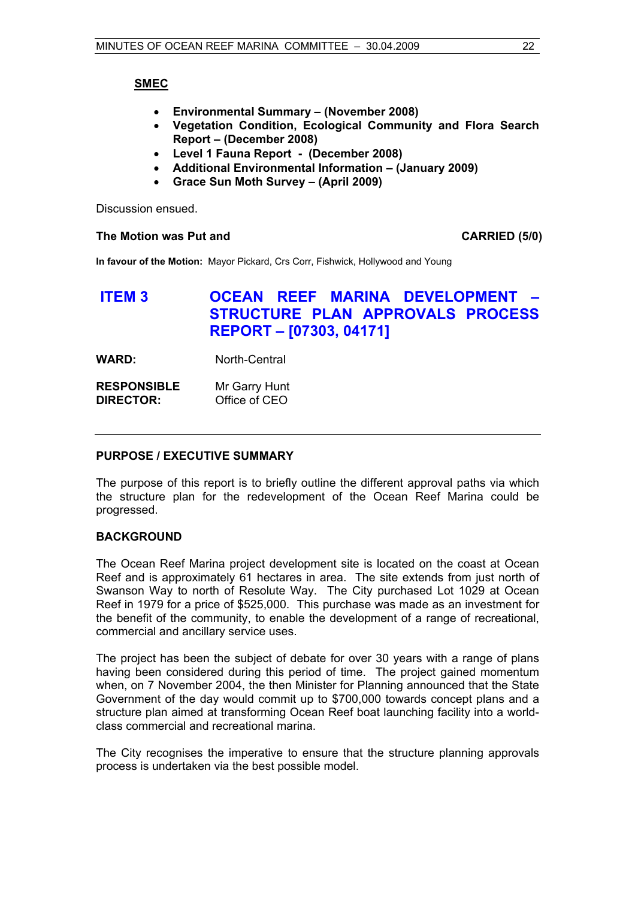**SMEC**

- **Environmental Summary – (November 2008)**
- **Vegetation Condition, Ecological Community and Flora Search Report – (December 2008)**
- **Level 1 Fauna Report - (December 2008)**
- **Additional Environmental Information – (January 2009)**
- **Grace Sun Moth Survey – (April 2009)**

Discussion ensued.

**The Motion was Put and** **CARRIED (5/0)**

**In favour of the Motion:** Mayor Pickard, Crs Corr, Fishwick, Hollywood and Young

## ITEM 3 OCEAN REEF MARINA DEVELOPMENT – STRUCTURE PLAN APPROVALS PROCESS REPORT – [07303, 04171]

**WARD:** North-Central

**RESPONSIBLE DIRECTOR:** Mr Garry Hunt
Office of CEO

---

**PURPOSE / EXECUTIVE SUMMARY**

The purpose of this report is to briefly outline the different approval paths via which the structure plan for the redevelopment of the Ocean Reef Marina could be progressed.

**BACKGROUND**

The Ocean Reef Marina project development site is located on the coast at Ocean Reef and is approximately 61 hectares in area. The site extends from just north of Swanson Way to north of Resolute Way. The City purchased Lot 1029 at Ocean Reef in 1979 for a price of $525,000. This purchase was made as an investment for the benefit of the community, to enable the development of a range of recreational, commercial and ancillary service uses.

The project has been the subject of debate for over 30 years with a range of plans having been considered during this period of time. The project gained momentum when, on 7 November 2004, the then Minister for Planning announced that the State Government of the day would commit up to $700,000 towards concept plans and a structure plan aimed at transforming Ocean Reef boat launching facility into a world-class commercial and recreational marina.

The City recognises the imperative to ensure that the structure planning approvals process is undertaken via the best possible model.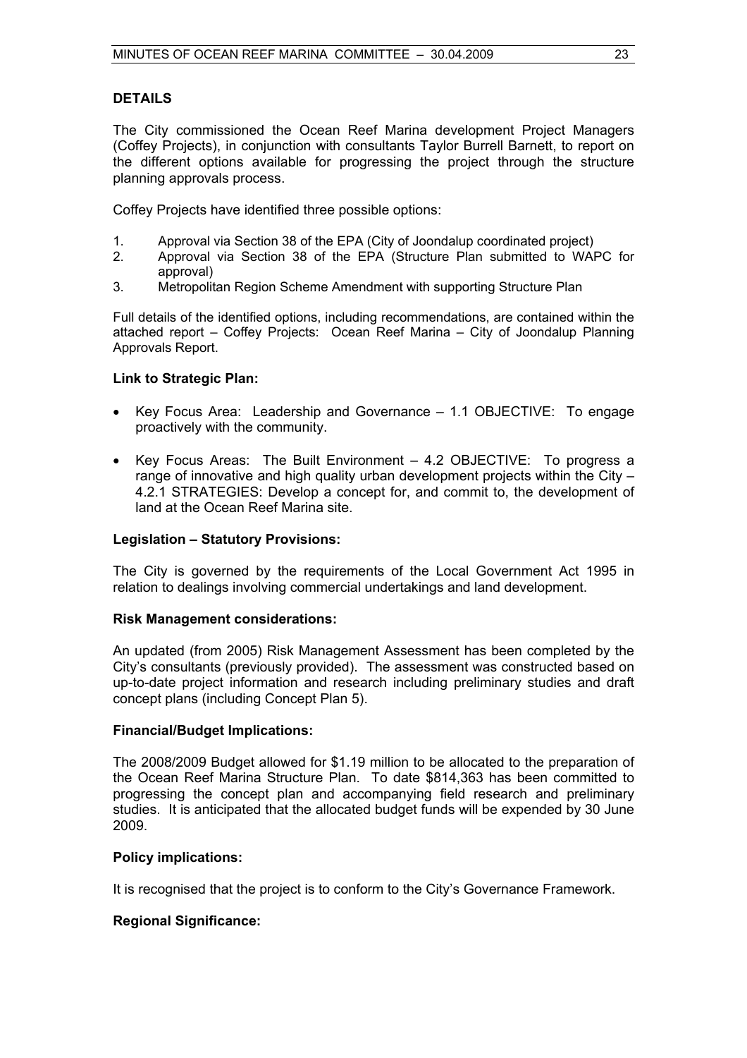## DETAILS

The City commissioned the Ocean Reef Marina development Project Managers (Coffey Projects), in conjunction with consultants Taylor Burrell Barnett, to report on the different options available for progressing the project through the structure planning approvals process.

Coffey Projects have identified three possible options:

1. Approval via Section 38 of the EPA (City of Joondalup coordinated project)
2. Approval via Section 38 of the EPA (Structure Plan submitted to WAPC for approval)
3. Metropolitan Region Scheme Amendment with supporting Structure Plan

Full details of the identified options, including recommendations, are contained within the attached report – Coffey Projects: Ocean Reef Marina – City of Joondalup Planning Approvals Report.

### Link to Strategic Plan:

- Key Focus Area: Leadership and Governance – 1.1 OBJECTIVE: To engage proactively with the community.
- Key Focus Areas: The Built Environment – 4.2 OBJECTIVE: To progress a range of innovative and high quality urban development projects within the City – 4.2.1 STRATEGIES: Develop a concept for, and commit to, the development of land at the Ocean Reef Marina site.

### Legislation – Statutory Provisions:

The City is governed by the requirements of the Local Government Act 1995 in relation to dealings involving commercial undertakings and land development.

### Risk Management considerations:

An updated (from 2005) Risk Management Assessment has been completed by the City's consultants (previously provided). The assessment was constructed based on up-to-date project information and research including preliminary studies and draft concept plans (including Concept Plan 5).

### Financial/Budget Implications:

The 2008/2009 Budget allowed for $1.19 million to be allocated to the preparation of the Ocean Reef Marina Structure Plan. To date $814,363 has been committed to progressing the concept plan and accompanying field research and preliminary studies. It is anticipated that the allocated budget funds will be expended by 30 June 2009.

### Policy implications:

It is recognised that the project is to conform to the City's Governance Framework.

### Regional Significance: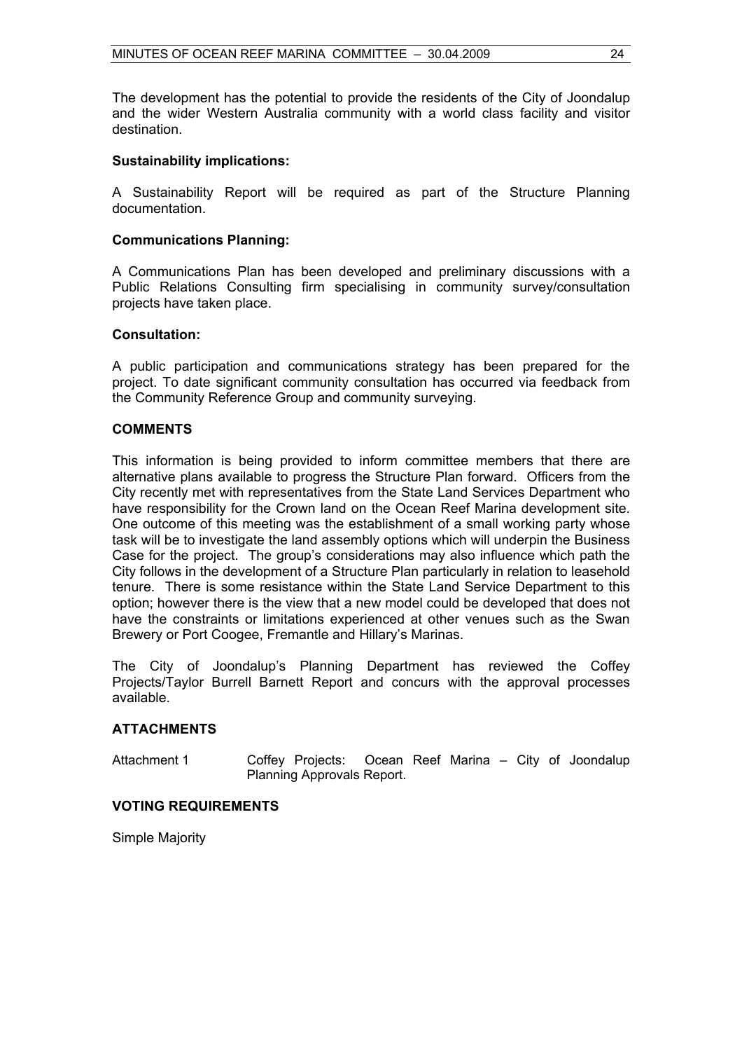The development has the potential to provide the residents of the City of Joondalup and the wider Western Australia community with a world class facility and visitor destination.

**Sustainability implications:**

A Sustainability Report will be required as part of the Structure Planning documentation.

**Communications Planning:**

A Communications Plan has been developed and preliminary discussions with a Public Relations Consulting firm specialising in community survey/consultation projects have taken place.

**Consultation:**

A public participation and communications strategy has been prepared for the project. To date significant community consultation has occurred via feedback from the Community Reference Group and community surveying.

**COMMENTS**

This information is being provided to inform committee members that there are alternative plans available to progress the Structure Plan forward. Officers from the City recently met with representatives from the State Land Services Department who have responsibility for the Crown land on the Ocean Reef Marina development site. One outcome of this meeting was the establishment of a small working party whose task will be to investigate the land assembly options which will underpin the Business Case for the project. The group's considerations may also influence which path the City follows in the development of a Structure Plan particularly in relation to leasehold tenure. There is some resistance within the State Land Service Department to this option; however there is the view that a new model could be developed that does not have the constraints or limitations experienced at other venues such as the Swan Brewery or Port Coogee, Fremantle and Hillary's Marinas.

The City of Joondalup's Planning Department has reviewed the Coffey Projects/Taylor Burrell Barnett Report and concurs with the approval processes available.

**ATTACHMENTS**

Attachment 1 Coffey Projects: Ocean Reef Marina – City of Joondalup Planning Approvals Report.

**VOTING REQUIREMENTS**

Simple Majority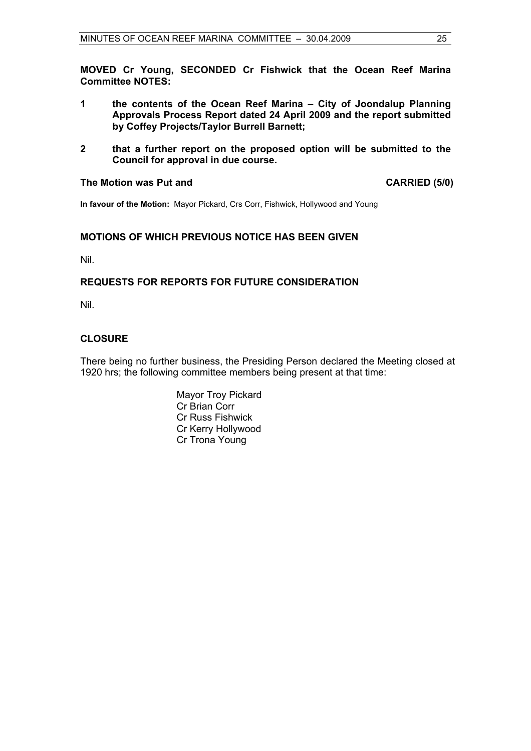**MOVED Cr Young, SECONDED Cr Fishwick that the Ocean Reef Marina Committee NOTES:**

1. **the contents of the Ocean Reef Marina – City of Joondalup Planning Approvals Process Report dated 24 April 2009 and the report submitted by Coffey Projects/Taylor Burrell Barnett;**

2. **that a further report on the proposed option will be submitted to the Council for approval in due course.**

**The Motion was Put and CARRIED (5/0)**

**In favour of the Motion:** Mayor Pickard, Crs Corr, Fishwick, Hollywood and Young

## MOTIONS OF WHICH PREVIOUS NOTICE HAS BEEN GIVEN

Nil.

## REQUESTS FOR REPORTS FOR FUTURE CONSIDERATION

Nil.

## CLOSURE

There being no further business, the Presiding Person declared the Meeting closed at 1920 hrs; the following committee members being present at that time:

Mayor Troy Pickard
Cr Brian Corr
Cr Russ Fishwick
Cr Kerry Hollywood
Cr Trona Young